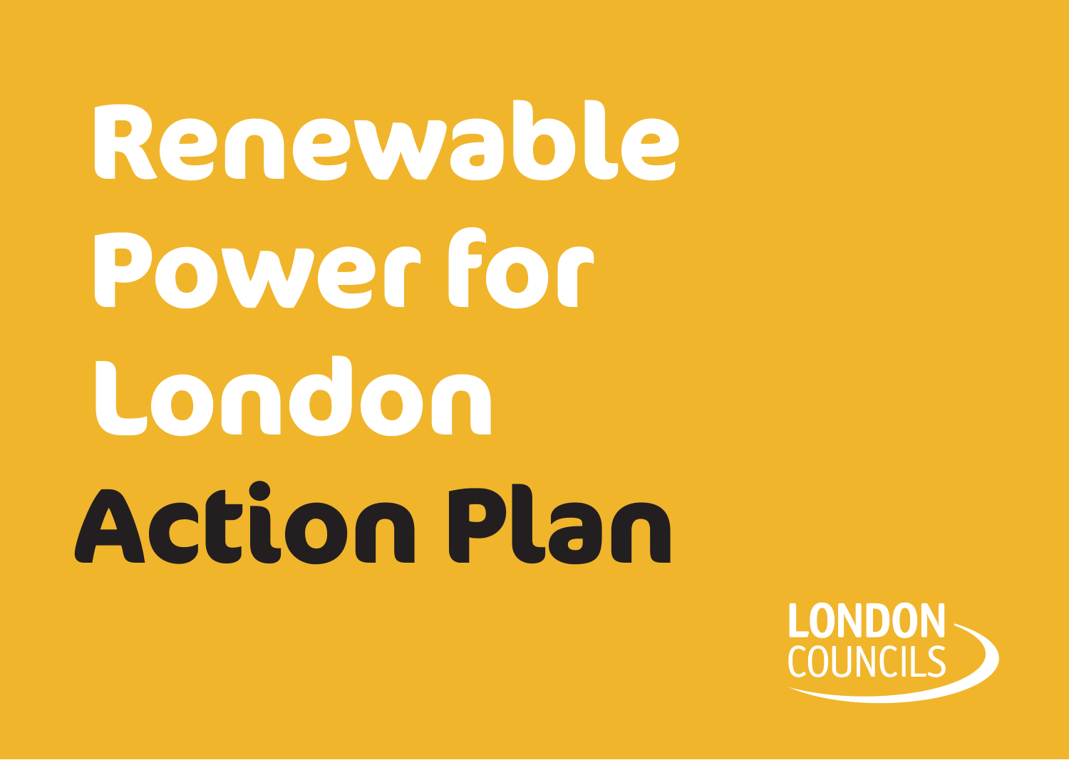# Renewable Power for London

## Action Plan

LONDON COUNCILS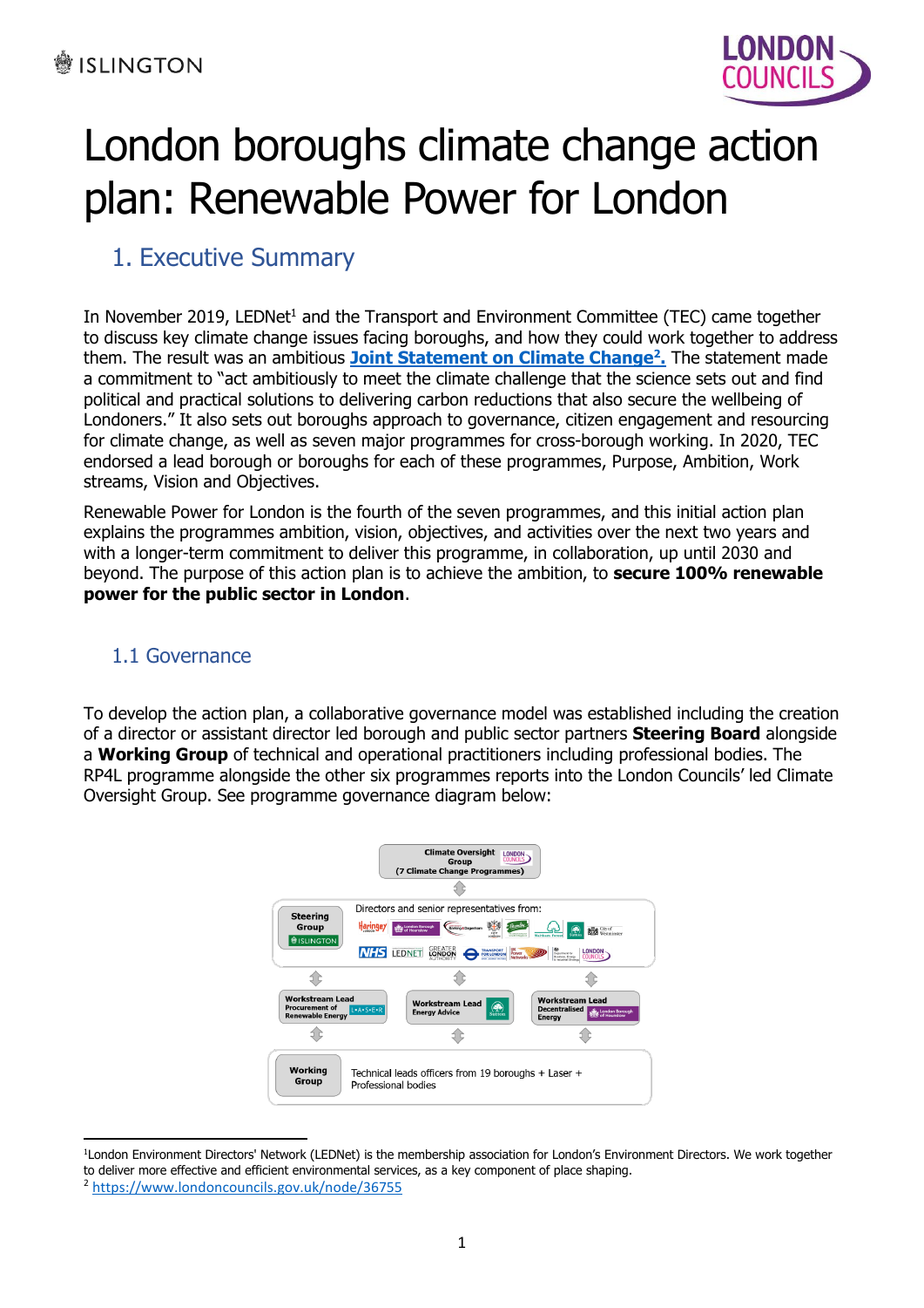# London boroughs climate change action plan: Renewable Power for London

## 1. Executive Summary

In November 2019, LEDNet[1] and the Transport and Environment Committee (TEC) came together to discuss key climate change issues facing boroughs, and how they could work together to address them. The result was an ambitious **Joint Statement on Climate Change[2].** The statement made a commitment to "act ambitiously to meet the climate challenge that the science sets out and find political and practical solutions to delivering carbon reductions that also secure the wellbeing of Londoners." It also sets out boroughs approach to governance, citizen engagement and resourcing for climate change, as well as seven major programmes for cross-borough working. In 2020, TEC endorsed a lead borough or boroughs for each of these programmes, Purpose, Ambition, Work streams, Vision and Objectives.

Renewable Power for London is the fourth of the seven programmes, and this initial action plan explains the programmes ambition, vision, objectives, and activities over the next two years and with a longer-term commitment to deliver this programme, in collaboration, up until 2030 and beyond. The purpose of this action plan is to achieve the ambition, to **secure 100% renewable power for the public sector in London**.

### 1.1 Governance

To develop the action plan, a collaborative governance model was established including the creation of a director or assistant director led borough and public sector partners **Steering Board** alongside a **Working Group** of technical and operational practitioners including professional bodies. The RP4L programme alongside the other six programmes reports into the London Councils' led Climate Oversight Group. See programme governance diagram below:

---

[1] London Environment Directors' Network (LEDNet) is the membership association for London's Environment Directors. We work together to deliver more effective and efficient environmental services, as a key component of place shaping.

[2] https://www.londoncouncils.gov.uk/node/36755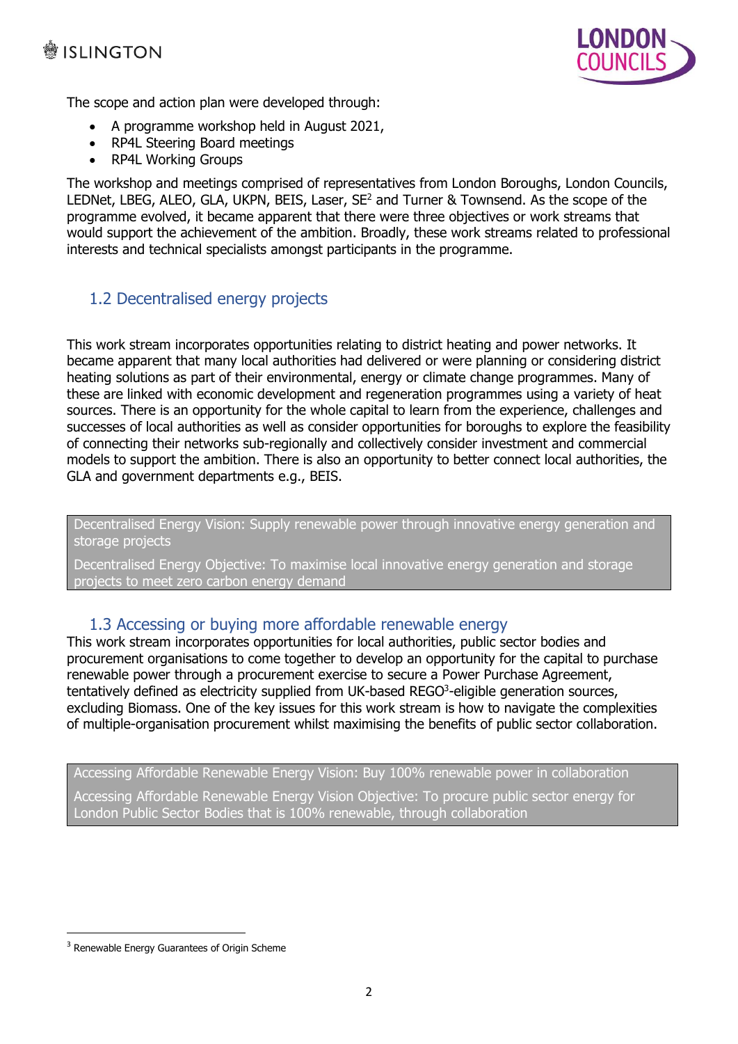The scope and action plan were developed through:

- A programme workshop held in August 2021,
- RP4L Steering Board meetings
- RP4L Working Groups

The workshop and meetings comprised of representatives from London Boroughs, London Councils, LEDNet, LBEG, ALEO, GLA, UKPN, BEIS, Laser, SE[2] and Turner & Townsend. As the scope of the programme evolved, it became apparent that there were three objectives or work streams that would support the achievement of the ambition. Broadly, these work streams related to professional interests and technical specialists amongst participants in the programme.

## 1.2 Decentralised energy projects

This work stream incorporates opportunities relating to district heating and power networks. It became apparent that many local authorities had delivered or were planning or considering district heating solutions as part of their environmental, energy or climate change programmes. Many of these are linked with economic development and regeneration programmes using a variety of heat sources. There is an opportunity for the whole capital to learn from the experience, challenges and successes of local authorities as well as consider opportunities for boroughs to explore the feasibility of connecting their networks sub-regionally and collectively consider investment and commercial models to support the ambition. There is also an opportunity to better connect local authorities, the GLA and government departments e.g., BEIS.

| Decentralised Energy Vision: Supply renewable power through innovative energy generation and storage projects |
|---|
| Decentralised Energy Objective: To maximise local innovative energy generation and storage projects to meet zero carbon energy demand |

## 1.3 Accessing or buying more affordable renewable energy

This work stream incorporates opportunities for local authorities, public sector bodies and procurement organisations to come together to develop an opportunity for the capital to purchase renewable power through a procurement exercise to secure a Power Purchase Agreement, tentatively defined as electricity supplied from UK-based REGO[3]-eligible generation sources, excluding Biomass. One of the key issues for this work stream is how to navigate the complexities of multiple-organisation procurement whilst maximising the benefits of public sector collaboration.

| Accessing Affordable Renewable Energy Vision: Buy 100% renewable power in collaboration |
|---|
| Accessing Affordable Renewable Energy Vision Objective: To procure public sector energy for London Public Sector Bodies that is 100% renewable, through collaboration |

[3] Renewable Energy Guarantees of Origin Scheme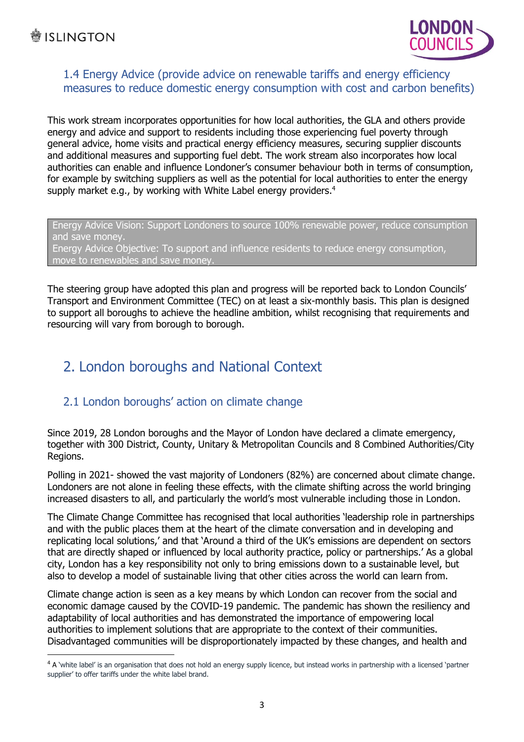### 1.4 Energy Advice (provide advice on renewable tariffs and energy efficiency measures to reduce domestic energy consumption with cost and carbon benefits)

This work stream incorporates opportunities for how local authorities, the GLA and others provide energy and advice and support to residents including those experiencing fuel poverty through general advice, home visits and practical energy efficiency measures, securing supplier discounts and additional measures and supporting fuel debt. The work stream also incorporates how local authorities can enable and influence Londoner's consumer behaviour both in terms of consumption, for example by switching suppliers as well as the potential for local authorities to enter the energy supply market e.g., by working with White Label energy providers.[4]

> Energy Advice Vision: Support Londoners to source 100% renewable power, reduce consumption and save money.
> Energy Advice Objective: To support and influence residents to reduce energy consumption, move to renewables and save money.

The steering group have adopted this plan and progress will be reported back to London Councils' Transport and Environment Committee (TEC) on at least a six-monthly basis. This plan is designed to support all boroughs to achieve the headline ambition, whilst recognising that requirements and resourcing will vary from borough to borough.

## 2. London boroughs and National Context

### 2.1 London boroughs' action on climate change

Since 2019, 28 London boroughs and the Mayor of London have declared a climate emergency, together with 300 District, County, Unitary & Metropolitan Councils and 8 Combined Authorities/City Regions.

Polling in 2021- showed the vast majority of Londoners (82%) are concerned about climate change. Londoners are not alone in feeling these effects, with the climate shifting across the world bringing increased disasters to all, and particularly the world's most vulnerable including those in London.

The Climate Change Committee has recognised that local authorities 'leadership role in partnerships and with the public places them at the heart of the climate conversation and in developing and replicating local solutions,' and that 'Around a third of the UK's emissions are dependent on sectors that are directly shaped or influenced by local authority practice, policy or partnerships.' As a global city, London has a key responsibility not only to bring emissions down to a sustainable level, but also to develop a model of sustainable living that other cities across the world can learn from.

Climate change action is seen as a key means by which London can recover from the social and economic damage caused by the COVID-19 pandemic. The pandemic has shown the resiliency and adaptability of local authorities and has demonstrated the importance of empowering local authorities to implement solutions that are appropriate to the context of their communities. Disadvantaged communities will be disproportionately impacted by these changes, and health and

---

[4] A 'white label' is an organisation that does not hold an energy supply licence, but instead works in partnership with a licensed 'partner supplier' to offer tariffs under the white label brand.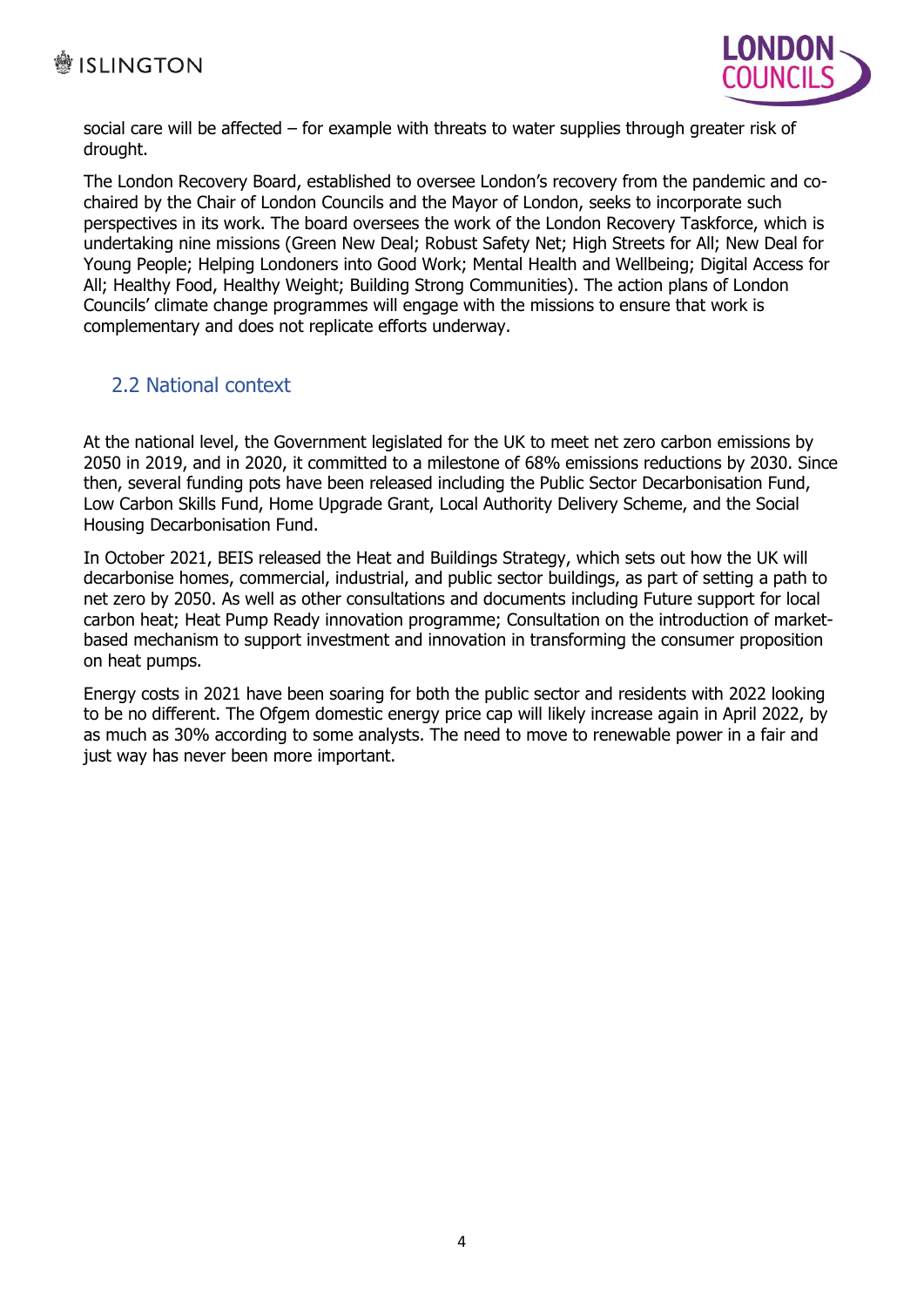social care will be affected – for example with threats to water supplies through greater risk of drought.

The London Recovery Board, established to oversee London's recovery from the pandemic and co-chaired by the Chair of London Councils and the Mayor of London, seeks to incorporate such perspectives in its work. The board oversees the work of the London Recovery Taskforce, which is undertaking nine missions (Green New Deal; Robust Safety Net; High Streets for All; New Deal for Young People; Helping Londoners into Good Work; Mental Health and Wellbeing; Digital Access for All; Healthy Food, Healthy Weight; Building Strong Communities). The action plans of London Councils' climate change programmes will engage with the missions to ensure that work is complementary and does not replicate efforts underway.

## 2.2 National context

At the national level, the Government legislated for the UK to meet net zero carbon emissions by 2050 in 2019, and in 2020, it committed to a milestone of 68% emissions reductions by 2030. Since then, several funding pots have been released including the Public Sector Decarbonisation Fund, Low Carbon Skills Fund, Home Upgrade Grant, Local Authority Delivery Scheme, and the Social Housing Decarbonisation Fund.

In October 2021, BEIS released the Heat and Buildings Strategy, which sets out how the UK will decarbonise homes, commercial, industrial, and public sector buildings, as part of setting a path to net zero by 2050. As well as other consultations and documents including Future support for local carbon heat; Heat Pump Ready innovation programme; Consultation on the introduction of market-based mechanism to support investment and innovation in transforming the consumer proposition on heat pumps.

Energy costs in 2021 have been soaring for both the public sector and residents with 2022 looking to be no different. The Ofgem domestic energy price cap will likely increase again in April 2022, by as much as 30% according to some analysts. The need to move to renewable power in a fair and just way has never been more important.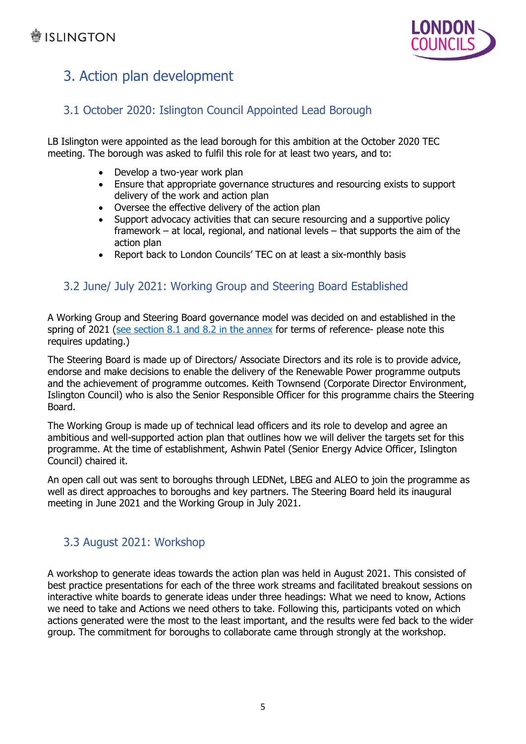# 3. Action plan development

## 3.1 October 2020: Islington Council Appointed Lead Borough

LB Islington were appointed as the lead borough for this ambition at the October 2020 TEC meeting. The borough was asked to fulfil this role for at least two years, and to:

- Develop a two-year work plan
- Ensure that appropriate governance structures and resourcing exists to support delivery of the work and action plan
- Oversee the effective delivery of the action plan
- Support advocacy activities that can secure resourcing and a supportive policy framework – at local, regional, and national levels – that supports the aim of the action plan
- Report back to London Councils' TEC on at least a six-monthly basis

## 3.2 June/ July 2021: Working Group and Steering Board Established

A Working Group and Steering Board governance model was decided on and established in the spring of 2021 (see section 8.1 and 8.2 in the annex for terms of reference- please note this requires updating.)

The Steering Board is made up of Directors/ Associate Directors and its role is to provide advice, endorse and make decisions to enable the delivery of the Renewable Power programme outputs and the achievement of programme outcomes. Keith Townsend (Corporate Director Environment, Islington Council) who is also the Senior Responsible Officer for this programme chairs the Steering Board.

The Working Group is made up of technical lead officers and its role to develop and agree an ambitious and well-supported action plan that outlines how we will deliver the targets set for this programme. At the time of establishment, Ashwin Patel (Senior Energy Advice Officer, Islington Council) chaired it.

An open call out was sent to boroughs through LEDNet, LBEG and ALEO to join the programme as well as direct approaches to boroughs and key partners. The Steering Board held its inaugural meeting in June 2021 and the Working Group in July 2021.

## 3.3 August 2021: Workshop

A workshop to generate ideas towards the action plan was held in August 2021. This consisted of best practice presentations for each of the three work streams and facilitated breakout sessions on interactive white boards to generate ideas under three headings: What we need to know, Actions we need to take and Actions we need others to take. Following this, participants voted on which actions generated were the most to the least important, and the results were fed back to the wider group. The commitment for boroughs to collaborate came through strongly at the workshop.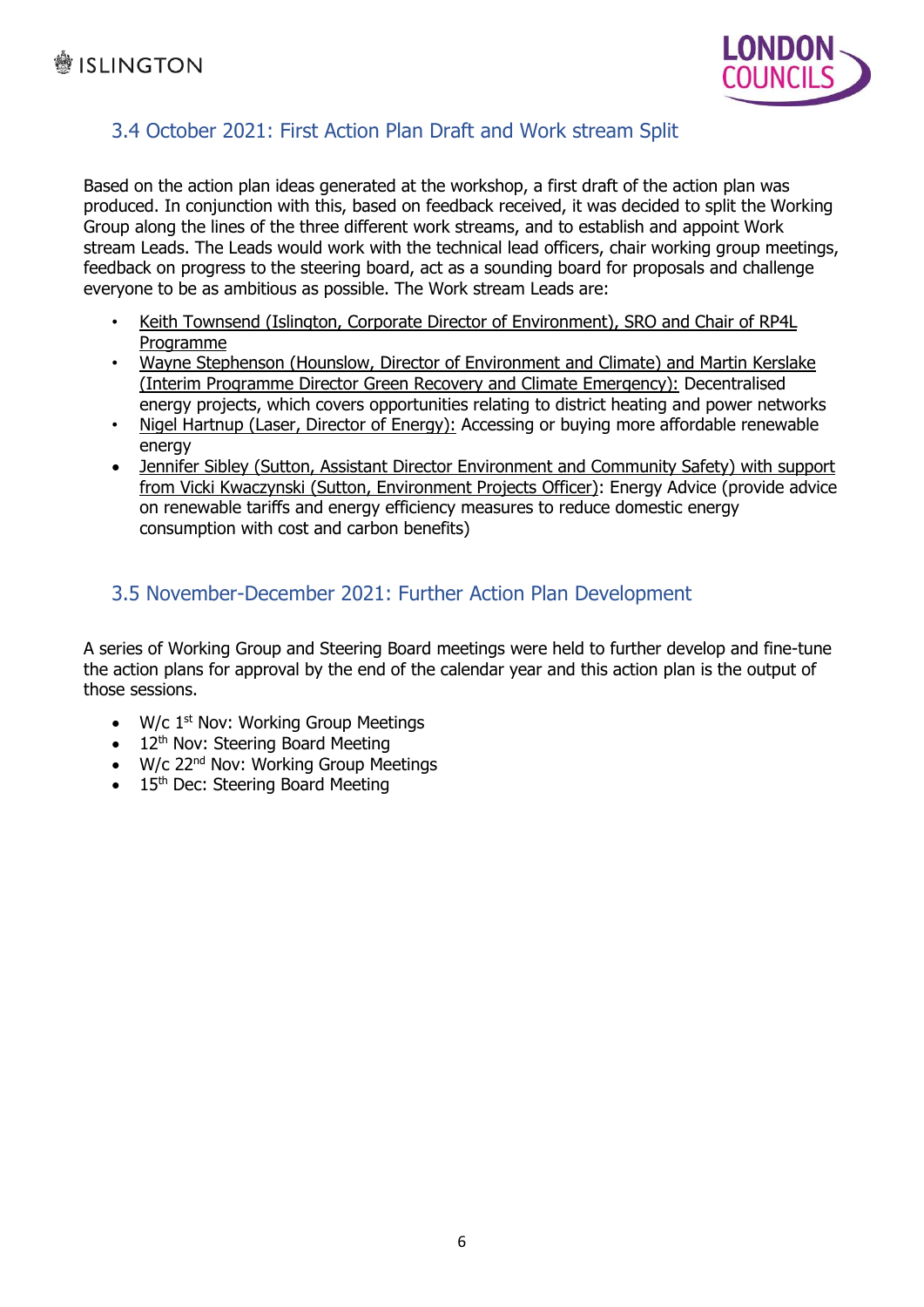### 3.4 October 2021: First Action Plan Draft and Work stream Split

Based on the action plan ideas generated at the workshop, a first draft of the action plan was produced. In conjunction with this, based on feedback received, it was decided to split the Working Group along the lines of the three different work streams, and to establish and appoint Work stream Leads. The Leads would work with the technical lead officers, chair working group meetings, feedback on progress to the steering board, act as a sounding board for proposals and challenge everyone to be as ambitious as possible. The Work stream Leads are:

- Keith Townsend (Islington, Corporate Director of Environment), SRO and Chair of RP4L Programme
- Wayne Stephenson (Hounslow, Director of Environment and Climate) and Martin Kerslake (Interim Programme Director Green Recovery and Climate Emergency): Decentralised energy projects, which covers opportunities relating to district heating and power networks
- Nigel Hartnup (Laser, Director of Energy): Accessing or buying more affordable renewable energy
- Jennifer Sibley (Sutton, Assistant Director Environment and Community Safety) with support from Vicki Kwaczynski (Sutton, Environment Projects Officer): Energy Advice (provide advice on renewable tariffs and energy efficiency measures to reduce domestic energy consumption with cost and carbon benefits)

### 3.5 November-December 2021: Further Action Plan Development

A series of Working Group and Steering Board meetings were held to further develop and fine-tune the action plans for approval by the end of the calendar year and this action plan is the output of those sessions.

- W/c 1st Nov: Working Group Meetings
- 12th Nov: Steering Board Meeting
- W/c 22nd Nov: Working Group Meetings
- 15th Dec: Steering Board Meeting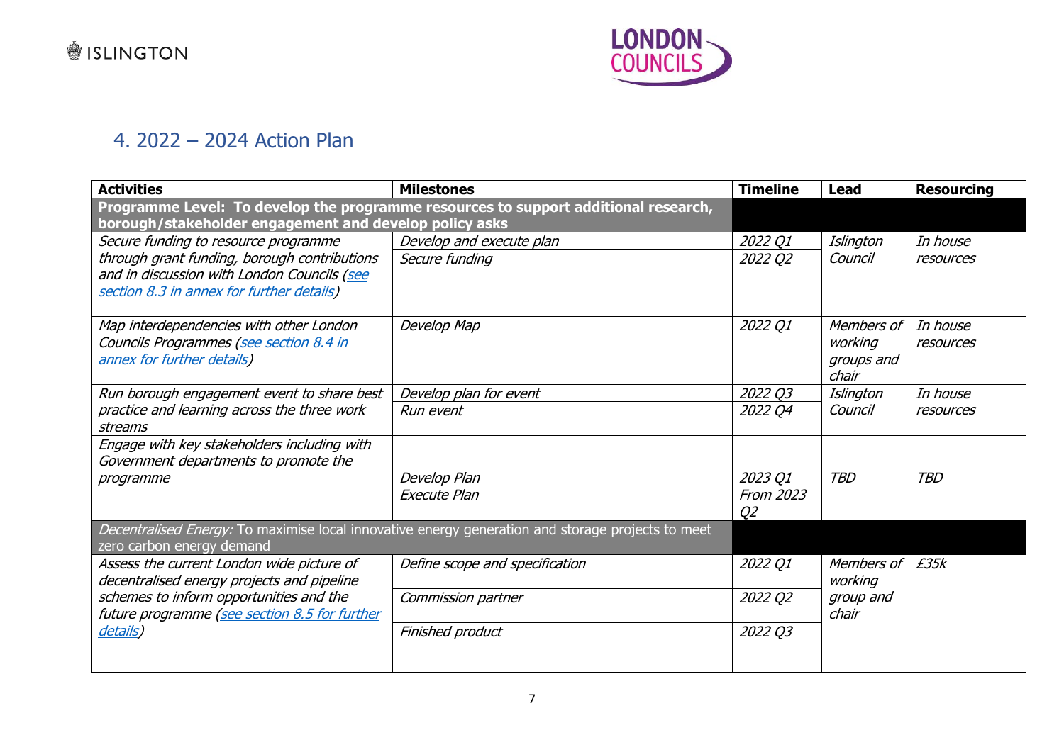## 4. 2022 – 2024 Action Plan

| Activities | Milestones | Timeline | Lead | Resourcing |
|---|---|---|---|---|
| **Programme Level: To develop the programme resources to support additional research, borough/stakeholder engagement and develop policy asks** | | | | |
| *Secure funding to resource programme through grant funding, borough contributions and in discussion with London Councils (see section 8.3 in annex for further details)* | *Develop and execute plan* | *2022 Q1* | *Islington Council* | *In house resources* |
| | *Secure funding* | *2022 Q2* | | |
| *Map interdependencies with other London Councils Programmes (see section 8.4 in annex for further details)* | *Develop Map* | *2022 Q1* | *Members of working groups and chair* | *In house resources* |
| *Run borough engagement event to share best practice and learning across the three work streams* | *Develop plan for event* | *2022 Q3* | *Islington Council* | *In house resources* |
| | *Run event* | *2022 Q4* | | |
| *Engage with key stakeholders including with Government departments to promote the programme* | *Develop Plan* | *2023 Q1* | *TBD* | *TBD* |
| | *Execute Plan* | *From 2023 Q2* | | |
| *Decentralised Energy:* To maximise local innovative energy generation and storage projects to meet zero carbon energy demand | | | | |
| *Assess the current London wide picture of decentralised energy projects and pipeline schemes to inform opportunities and the future programme (see section 8.5 for further details)* | *Define scope and specification* | *2022 Q1* | *Members of working group and chair* | *£35k* |
| | *Commission partner* | *2022 Q2* | | |
| | *Finished product* | *2022 Q3* | | |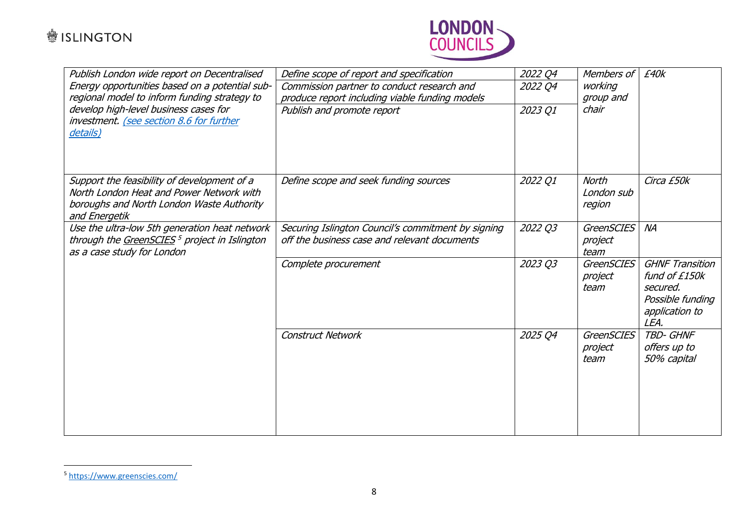| | | | | |
|---|---|---|---|---|
| *Publish London wide report on Decentralised Energy opportunities based on a potential sub-regional model to inform funding strategy to develop high-level business cases for investment. [(see section 8.6 for further details)]* | *Define scope of report and specification* | *2022 Q4* | *Members of working group and chair* | *£40k* |
| | *Commission partner to conduct research and produce report including viable funding models* | *2022 Q4* | | |
| | *Publish and promote report* | *2023 Q1* | | |
| *Support the feasibility of development of a North London Heat and Power Network with boroughs and North London Waste Authority and Energetik* | *Define scope and seek funding sources* | *2022 Q1* | *North London sub region* | *Circa £50k* |
| *Use the ultra-low 5th generation heat network through the GreenSCIES [5] project in Islington as a case study for London* | *Securing Islington Council's commitment by signing off the business case and relevant documents* | *2022 Q3* | *GreenSCIES project team* | *NA* |
| | *Complete procurement* | *2023 Q3* | *GreenSCIES project team* | *GHNF Transition fund of £150k secured. Possible funding application to LEA.* |
| | *Construct Network* | *2025 Q4* | *GreenSCIES project team* | *TBD- GHNF offers up to 50% capital* |

[5] https://www.greenscies.com/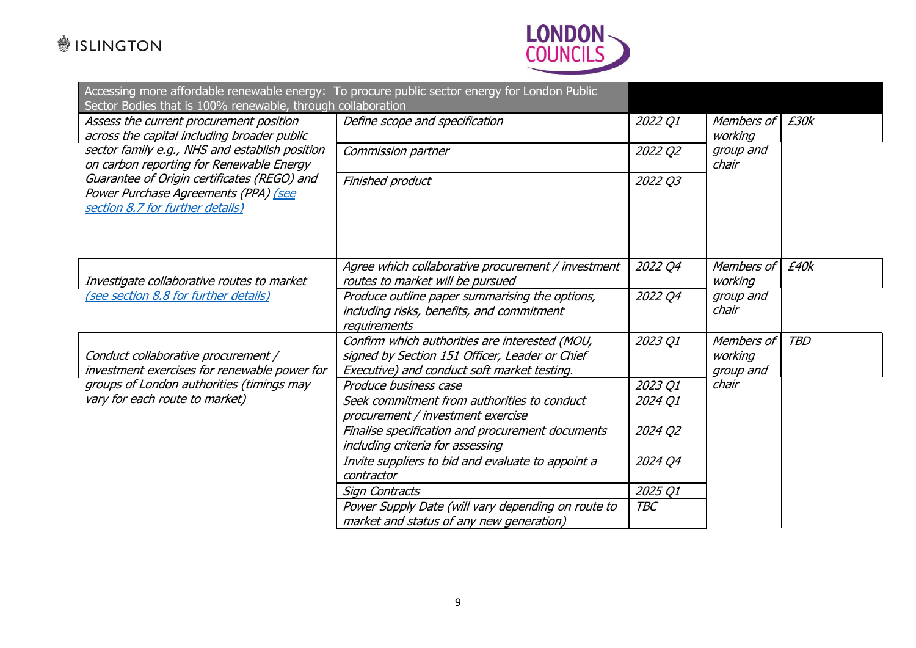| Accessing more affordable renewable energy: To procure public sector energy for London Public Sector Bodies that is 100% renewable, through collaboration | | | | |
|---|---|---|---|---|
| *Assess the current procurement position across the capital including broader public sector family e.g., NHS and establish position on carbon reporting for Renewable Energy Guarantee of Origin certificates (REGO) and Power Purchase Agreements (PPA) (see section 8.7 for further details)* | *Define scope and specification* | *2022 Q1* | *Members of working group and chair* | *£30k* |
| | *Commission partner* | *2022 Q2* | | |
| | *Finished product* | *2022 Q3* | | |
| *Investigate collaborative routes to market (see section 8.8 for further details)* | *Agree which collaborative procurement / investment routes to market will be pursued* | *2022 Q4* | *Members of working group and chair* | *£40k* |
| | *Produce outline paper summarising the options, including risks, benefits, and commitment requirements* | *2022 Q4* | | |
| *Conduct collaborative procurement / investment exercises for renewable power for groups of London authorities (timings may vary for each route to market)* | *Confirm which authorities are interested (MOU, signed by Section 151 Officer, Leader or Chief Executive) and conduct soft market testing.* | *2023 Q1* | *Members of working group and chair* | *TBD* |
| | *Produce business case* | *2023 Q1* | | |
| | *Seek commitment from authorities to conduct procurement / investment exercise* | *2024 Q1* | | |
| | *Finalise specification and procurement documents including criteria for assessing* | *2024 Q2* | | |
| | *Invite suppliers to bid and evaluate to appoint a contractor* | *2024 Q4* | | |
| | *Sign Contracts* | *2025 Q1* | | |
| | *Power Supply Date (will vary depending on route to market and status of any new generation)* | *TBC* | | |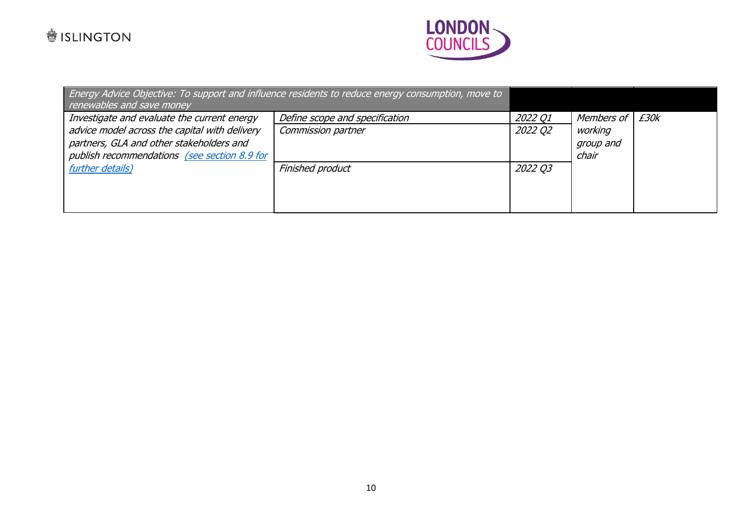| *Energy Advice Objective: To support and influence residents to reduce energy consumption, move to renewables and save money* | | | | |
|---|---|---|---|---|
| *Investigate and evaluate the current energy advice model across the capital with delivery partners, GLA and other stakeholders and publish recommendations [(see section 8.9 for further details)]* | *Define scope and specification* | *2022 Q1* | *Members of working group and chair* | *£30k* |
| | *Commission partner* | *2022 Q2* | | |
| | *Finished product* | *2022 Q3* | | |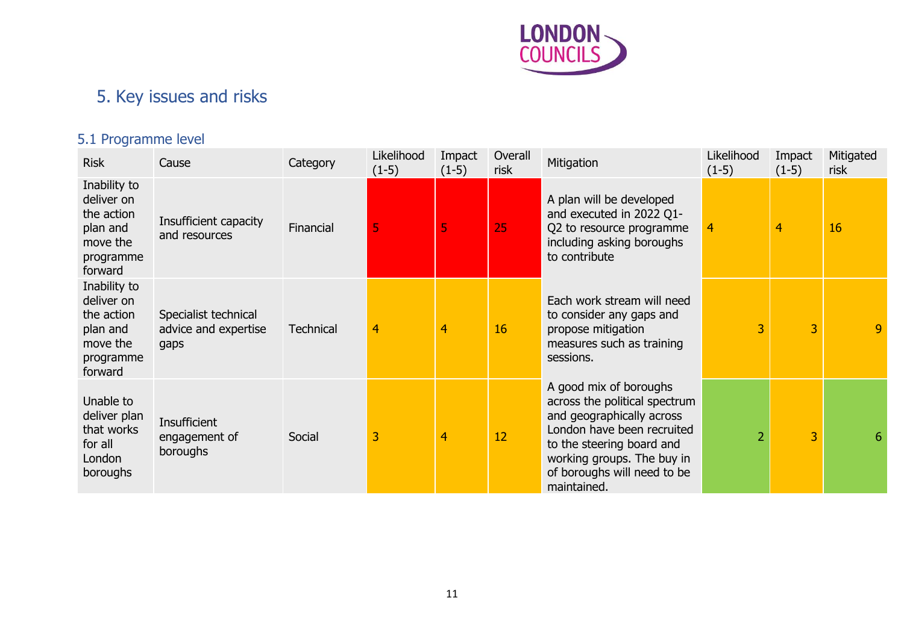# 5. Key issues and risks

## 5.1 Programme level

| Risk | Cause | Category | Likelihood (1-5) | Impact (1-5) | Overall risk | Mitigation | Likelihood (1-5) | Impact (1-5) | Mitigated risk |
|---|---|---|---|---|---|---|---|---|---|
| Inability to deliver on the action plan and move the programme forward | Insufficient capacity and resources | Financial | 5 | 5 | 25 | A plan will be developed and executed in 2022 Q1-Q2 to resource programme including asking boroughs to contribute | 4 | 4 | 16 |
| Inability to deliver on the action plan and move the programme forward | Specialist technical advice and expertise gaps | Technical | 4 | 4 | 16 | Each work stream will need to consider any gaps and propose mitigation measures such as training sessions. | 3 | 3 | 9 |
| Unable to deliver plan that works for all London boroughs | Insufficient engagement of boroughs | Social | 3 | 4 | 12 | A good mix of boroughs across the political spectrum and geographically across London have been recruited to the steering board and working groups. The buy in of boroughs will need to be maintained. | 2 | 3 | 6 |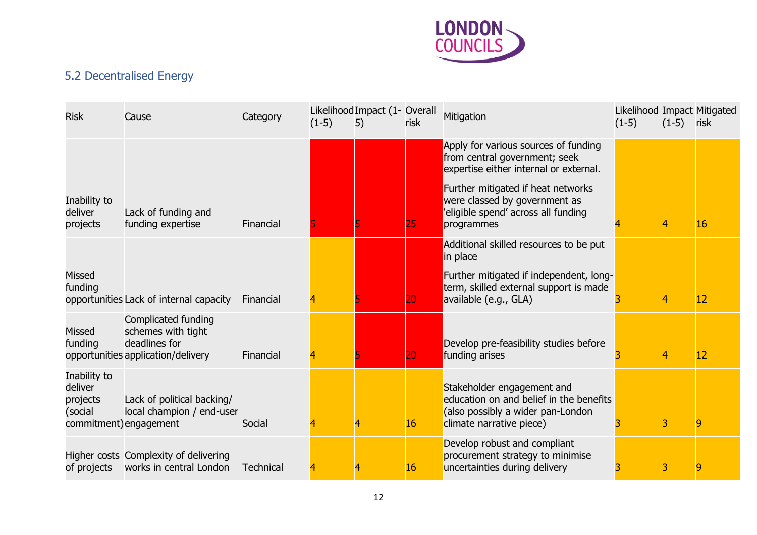## 5.2 Decentralised Energy

| Risk | Cause | Category | Likelihood (1-5) | Impact (1-5) | Overall risk | Mitigation | Likelihood (1-5) | Impact (1-5) | Mitigated risk |
|---|---|---|---|---|---|---|---|---|---|
| Inability to deliver projects | Lack of funding and funding expertise | Financial | 5 | 5 | 25 | Apply for various sources of funding from central government; seek expertise either internal or external.<br><br>Further mitigated if heat networks were classed by government as 'eligible spend' across all funding programmes | 4 | 4 | 16 |
| Missed funding opportunities | Lack of internal capacity | Financial | 4 | 5 | 20 | Additional skilled resources to be put in place<br><br>Further mitigated if independent, long-term, skilled external support is made available (e.g., GLA) | 3 | 4 | 12 |
| Missed funding opportunities | Complicated funding schemes with tight deadlines for application/delivery | Financial | 4 | 5 | 20 | Develop pre-feasibility studies before funding arises | 3 | 4 | 12 |
| Inability to deliver projects (social commitment) | Lack of political backing/ local champion / end-user engagement | Social | 4 | 4 | 16 | Stakeholder engagement and education on and belief in the benefits (also possibly a wider pan-London climate narrative piece) | 3 | 3 | 9 |
| Higher costs of projects | Complexity of delivering works in central London | Technical | 4 | 4 | 16 | Develop robust and compliant procurement strategy to minimise uncertainties during delivery | 3 | 3 | 9 |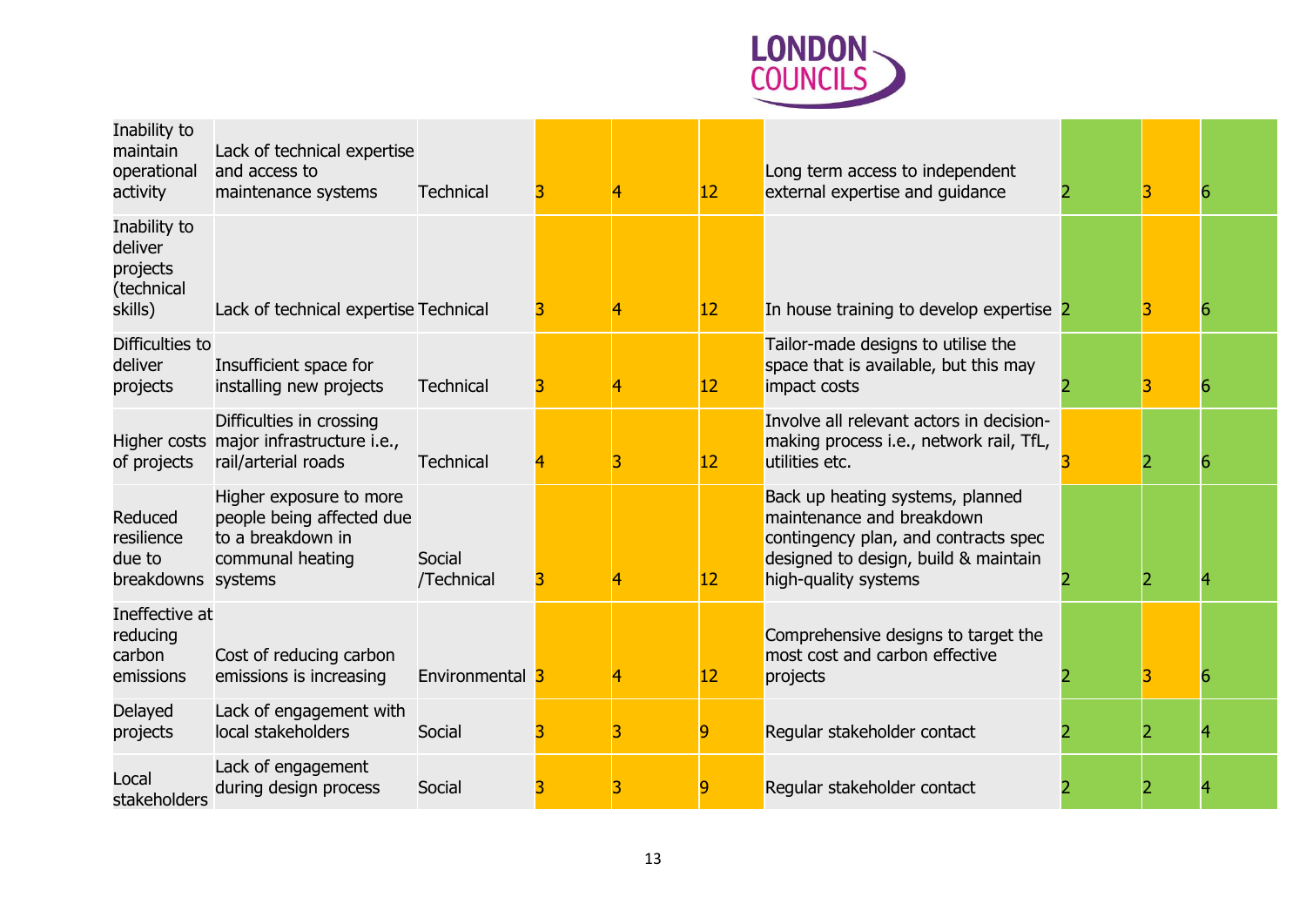| | | | | | | | | | |
|---|---|---|---|---|---|---|---|---|---|
| Inability to maintain operational activity | Lack of technical expertise and access to maintenance systems | Technical | 3 | 4 | 12 | Long term access to independent external expertise and guidance | 2 | 3 | 6 |
| Inability to deliver projects (technical skills) | Lack of technical expertise | Technical | 3 | 4 | 12 | In house training to develop expertise | 2 | 3 | 6 |
| Difficulties to deliver projects | Insufficient space for installing new projects | Technical | 3 | 4 | 12 | Tailor-made designs to utilise the space that is available, but this may impact costs | 2 | 3 | 6 |
| Higher costs of projects | Difficulties in crossing major infrastructure i.e., rail/arterial roads | Technical | 4 | 3 | 12 | Involve all relevant actors in decision-making process i.e., network rail, TfL, utilities etc. | 3 | 2 | 6 |
| Reduced resilience due to breakdowns | Higher exposure to more people being affected due to a breakdown in communal heating systems | Social /Technical | 3 | 4 | 12 | Back up heating systems, planned maintenance and breakdown contingency plan, and contracts spec designed to design, build & maintain high-quality systems | 2 | 2 | 4 |
| Ineffective at reducing carbon emissions | Cost of reducing carbon emissions is increasing | Environmental | 3 | 4 | 12 | Comprehensive designs to target the most cost and carbon effective projects | 2 | 3 | 6 |
| Delayed projects | Lack of engagement with local stakeholders | Social | 3 | 3 | 9 | Regular stakeholder contact | 2 | 2 | 4 |
| Local stakeholders | Lack of engagement during design process | Social | 3 | 3 | 9 | Regular stakeholder contact | 2 | 2 | 4 |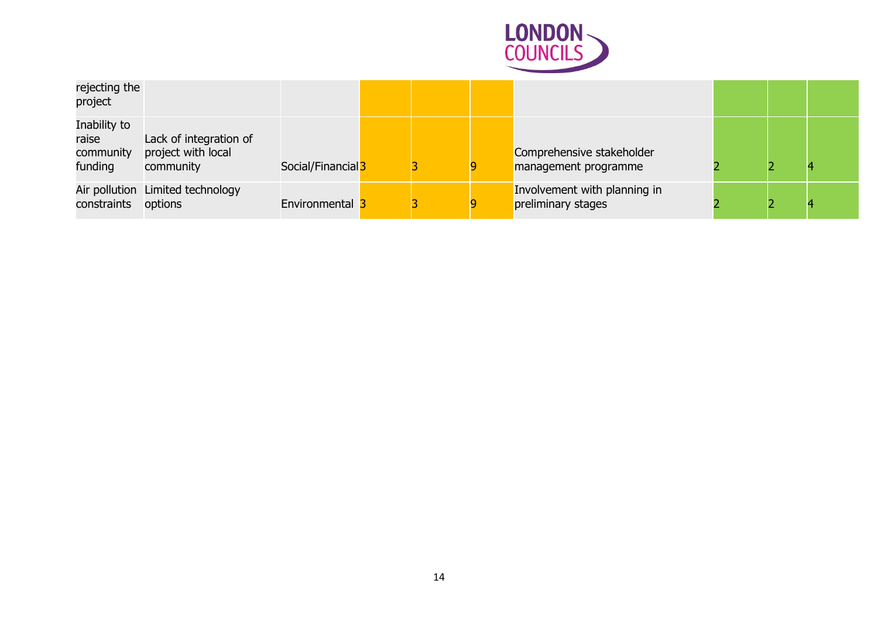| | | | | | | | | | |
|---|---|---|---|---|---|---|---|---|---|
| rejecting the project | | | | | | | | | |
| Inability to raise community funding | Lack of integration of project with local community | Social/Financial | 3 | 3 | 9 | Comprehensive stakeholder management programme | 2 | 2 | 4 |
| Air pollution constraints | Limited technology options | Environmental | 3 | 3 | 9 | Involvement with planning in preliminary stages | 2 | 2 | 4 |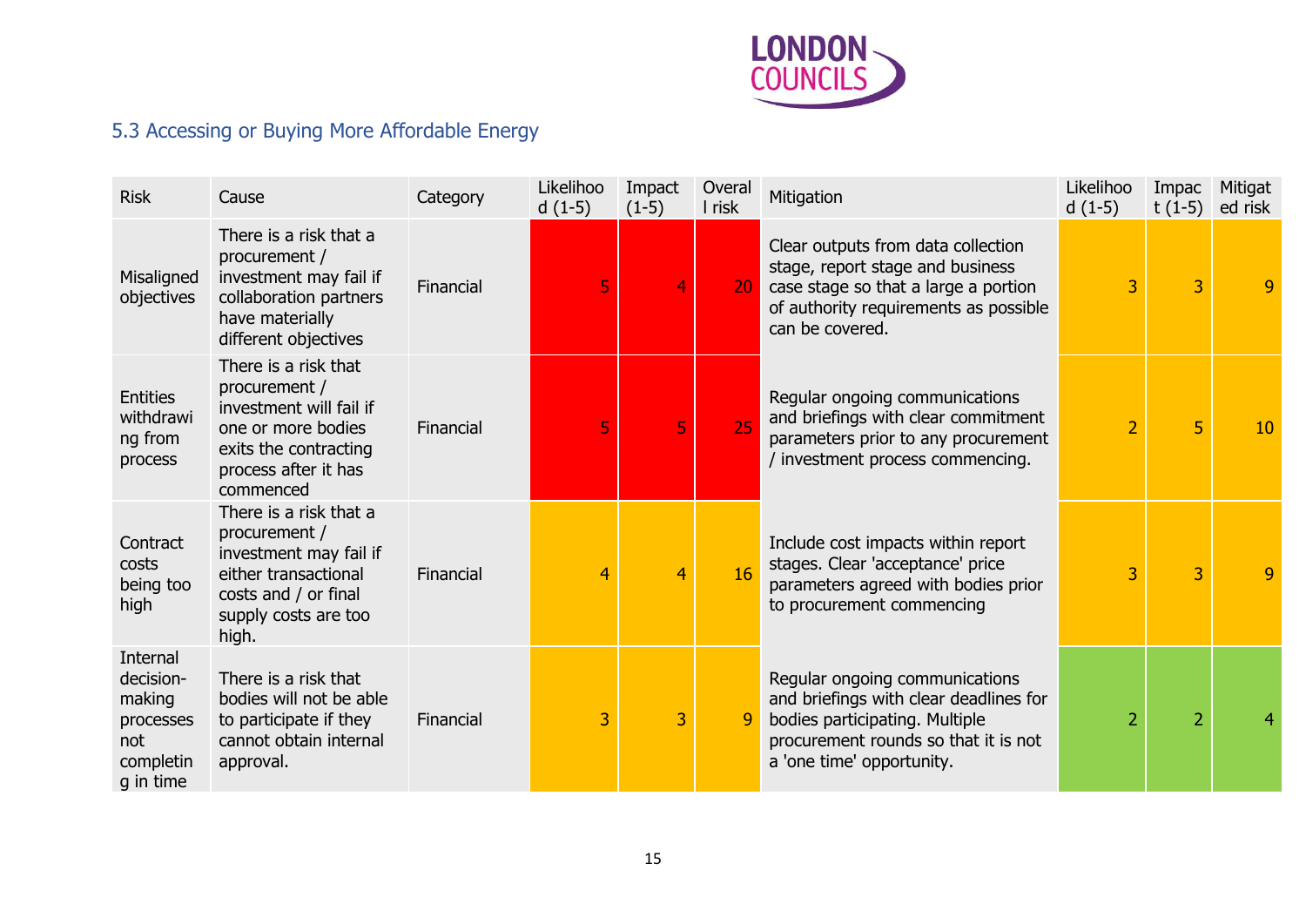## 5.3 Accessing or Buying More Affordable Energy

| Risk | Cause | Category | Likelihood (1-5) | Impact (1-5) | Overall risk | Mitigation | Likelihood (1-5) | Impact (1-5) | Mitigated risk |
|---|---|---|---|---|---|---|---|---|---|
| Misaligned objectives | There is a risk that a procurement / investment may fail if collaboration partners have materially different objectives | Financial | 5 | 4 | 20 | Clear outputs from data collection stage, report stage and business case stage so that a large a portion of authority requirements as possible can be covered. | 3 | 3 | 9 |
| Entities withdrawing from process | There is a risk that procurement / investment will fail if one or more bodies exits the contracting process after it has commenced | Financial | 5 | 5 | 25 | Regular ongoing communications and briefings with clear commitment parameters prior to any procurement / investment process commencing. | 2 | 5 | 10 |
| Contract costs being too high | There is a risk that a procurement / investment may fail if either transactional costs and / or final supply costs are too high. | Financial | 4 | 4 | 16 | Include cost impacts within report stages. Clear 'acceptance' price parameters agreed with bodies prior to procurement commencing | 3 | 3 | 9 |
| Internal decision-making processes not completing in time | There is a risk that bodies will not be able to participate if they cannot obtain internal approval. | Financial | 3 | 3 | 9 | Regular ongoing communications and briefings with clear deadlines for bodies participating. Multiple procurement rounds so that it is not a 'one time' opportunity. | 2 | 2 | 4 |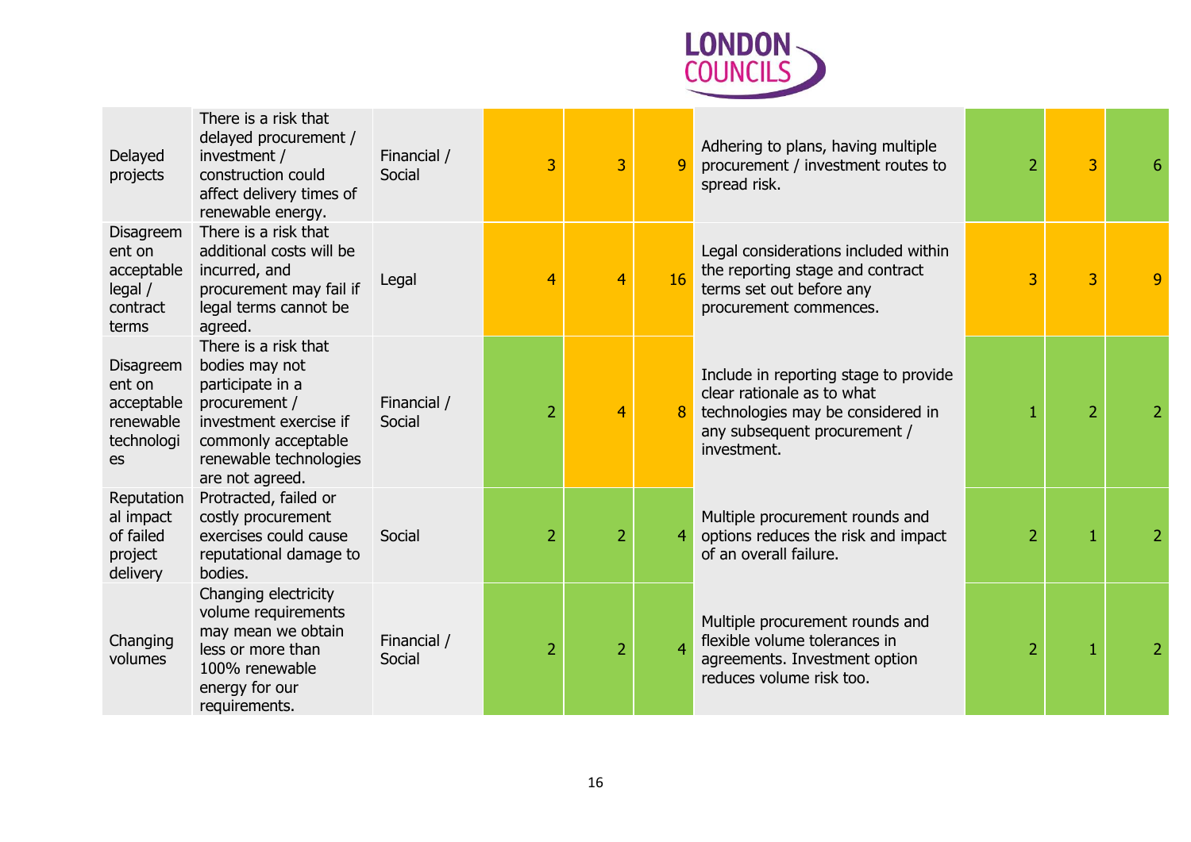| | | | | | | | | | |
|---|---|---|---|---|---|---|---|---|---|
| Delayed projects | There is a risk that delayed procurement / investment / construction could affect delivery times of renewable energy. | Financial / Social | 3 | 3 | 9 | Adhering to plans, having multiple procurement / investment routes to spread risk. | 2 | 3 | 6 |
| Disagreement on acceptable legal / contract terms | There is a risk that additional costs will be incurred, and procurement may fail if legal terms cannot be agreed. | Legal | 4 | 4 | 16 | Legal considerations included within the reporting stage and contract terms set out before any procurement commences. | 3 | 3 | 9 |
| Disagreement on acceptable renewable technologies | There is a risk that bodies may not participate in a procurement / investment exercise if commonly acceptable renewable technologies are not agreed. | Financial / Social | 2 | 4 | 8 | Include in reporting stage to provide clear rationale as to what technologies may be considered in any subsequent procurement / investment. | 1 | 2 | 2 |
| Reputational impact of failed project delivery | Protracted, failed or costly procurement exercises could cause reputational damage to bodies. | Social | 2 | 2 | 4 | Multiple procurement rounds and options reduces the risk and impact of an overall failure. | 2 | 1 | 2 |
| Changing volumes | Changing electricity volume requirements may mean we obtain less or more than 100% renewable energy for our requirements. | Financial / Social | 2 | 2 | 4 | Multiple procurement rounds and flexible volume tolerances in agreements. Investment option reduces volume risk too. | 2 | 1 | 2 |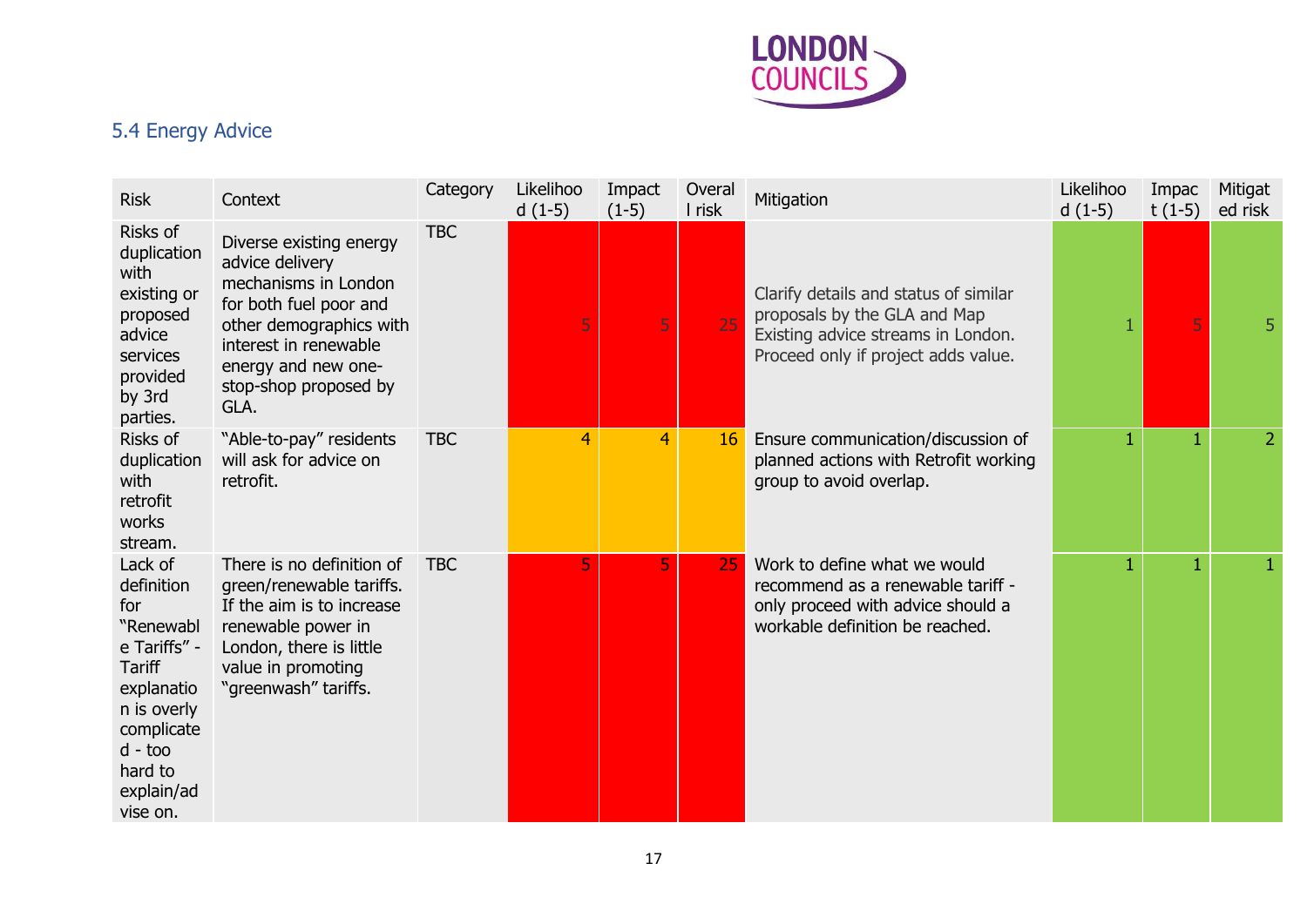## 5.4 Energy Advice

| Risk | Context | Category | Likelihood (1-5) | Impact (1-5) | Overall risk | Mitigation | Likelihood (1-5) | Impact (1-5) | Mitigated risk |
|---|---|---|---|---|---|---|---|---|---|
| Risks of duplication with existing or proposed advice services provided by 3rd parties. | Diverse existing energy advice delivery mechanisms in London for both fuel poor and other demographics with interest in renewable energy and new one-stop-shop proposed by GLA. | TBC | 5 | 5 | 25 | Clarify details and status of similar proposals by the GLA and Map Existing advice streams in London. Proceed only if project adds value. | 1 | 5 | 5 |
| Risks of duplication with retrofit works stream. | "Able-to-pay" residents will ask for advice on retrofit. | TBC | 4 | 4 | 16 | Ensure communication/discussion of planned actions with Retrofit working group to avoid overlap. | 1 | 1 | 2 |
| Lack of definition for "Renewable Tariffs" - Tariff explanation is overly complicated - too hard to explain/advise on. | There is no definition of green/renewable tariffs. If the aim is to increase renewable power in London, there is little value in promoting "greenwash" tariffs. | TBC | 5 | 5 | 25 | Work to define what we would recommend as a renewable tariff - only proceed with advice should a workable definition be reached. | 1 | 1 | 1 |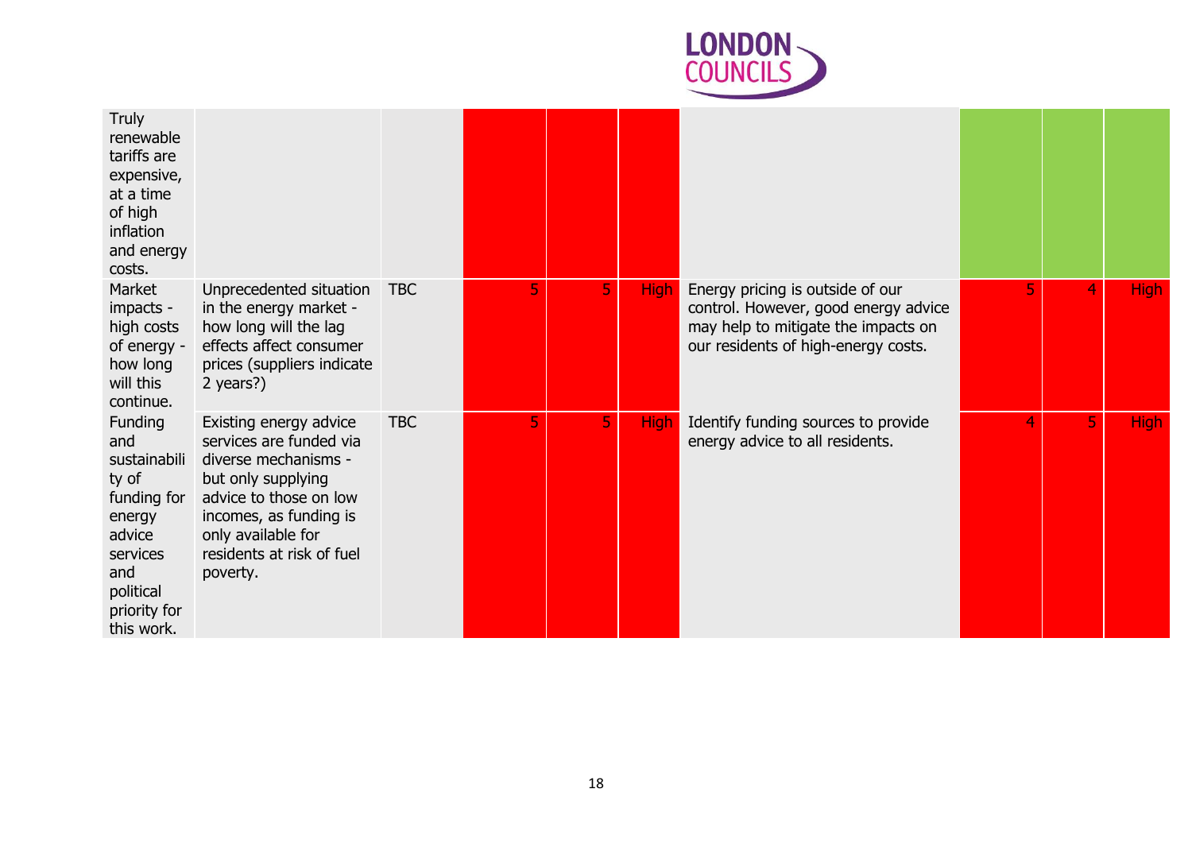| | | | | | | | | | |
|---|---|---|---|---|---|---|---|---|---|
| Truly renewable tariffs are expensive, at a time of high inflation and energy costs. | | | | | | | | | |
| Market impacts - high costs of energy - how long will this continue. | Unprecedented situation in the energy market - how long will the lag effects affect consumer prices (suppliers indicate 2 years?) | TBC | 5 | 5 | High | Energy pricing is outside of our control. However, good energy advice may help to mitigate the impacts on our residents of high-energy costs. | 5 | 4 | High |
| Funding and sustainability of funding for energy advice services and political priority for this work. | Existing energy advice services are funded via diverse mechanisms - but only supplying advice to those on low incomes, as funding is only available for residents at risk of fuel poverty. | TBC | 5 | 5 | High | Identify funding sources to provide energy advice to all residents. | 4 | 5 | High |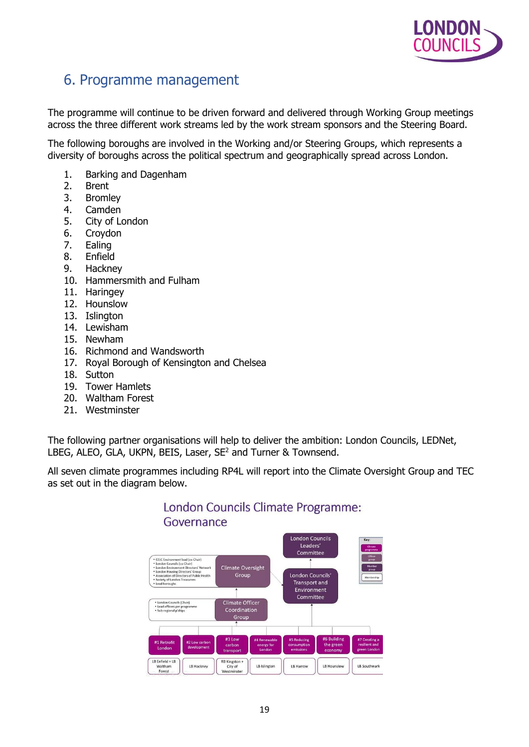## 6. Programme management

The programme will continue to be driven forward and delivered through Working Group meetings across the three different work streams led by the work stream sponsors and the Steering Board.

The following boroughs are involved in the Working and/or Steering Groups, which represents a diversity of boroughs across the political spectrum and geographically spread across London.

1. Barking and Dagenham
2. Brent
3. Bromley
4. Camden
5. City of London
6. Croydon
7. Ealing
8. Enfield
9. Hackney
10. Hammersmith and Fulham
11. Haringey
12. Hounslow
13. Islington
14. Lewisham
15. Newham
16. Richmond and Wandsworth
17. Royal Borough of Kensington and Chelsea
18. Sutton
19. Tower Hamlets
20. Waltham Forest
21. Westminster

The following partner organisations will help to deliver the ambition: London Councils, LEDNet, LBEG, ALEO, GLA, UKPN, BEIS, Laser, SE$^{2}$ and Turner & Townsend.

All seven climate programmes including RP4L will report into the Climate Oversight Group and TEC as set out in the diagram below.

London Councils Climate Programme: Governance

- London Councils Leaders' Committee
- London Councils' Transport and Environment Committee
- Climate Oversight Group
  - CELC Environment lead (co-Chair)
  - London Councils (co-Chair)
  - London Environment Directors' Network
  - London Housing Directors' Group
  - Association of Directors of Public Health
  - Society of London Treasurers
  - Lead boroughs
- Climate Officer Coordination Group
  - London Councils (Chair)
  - Lead officers per programme
  - Sub-regional p'ships

| #1 Retrofit London | #2 Low carbon development | #3 Low carbon transport | #4 Renewable energy for London | #5 Reducing consumption emissions | #6 Building the green economy | #7 Creating a resilient and green London |
|---|---|---|---|---|---|---|
| LB Enfield + LB Waltham Forest | LB Hackney | RB Kingston + City of Westminster | LB Islington | LB Harrow | LB Hounslow | LB Southwark |

Key: Climate programme; Officer group; Member group; Membership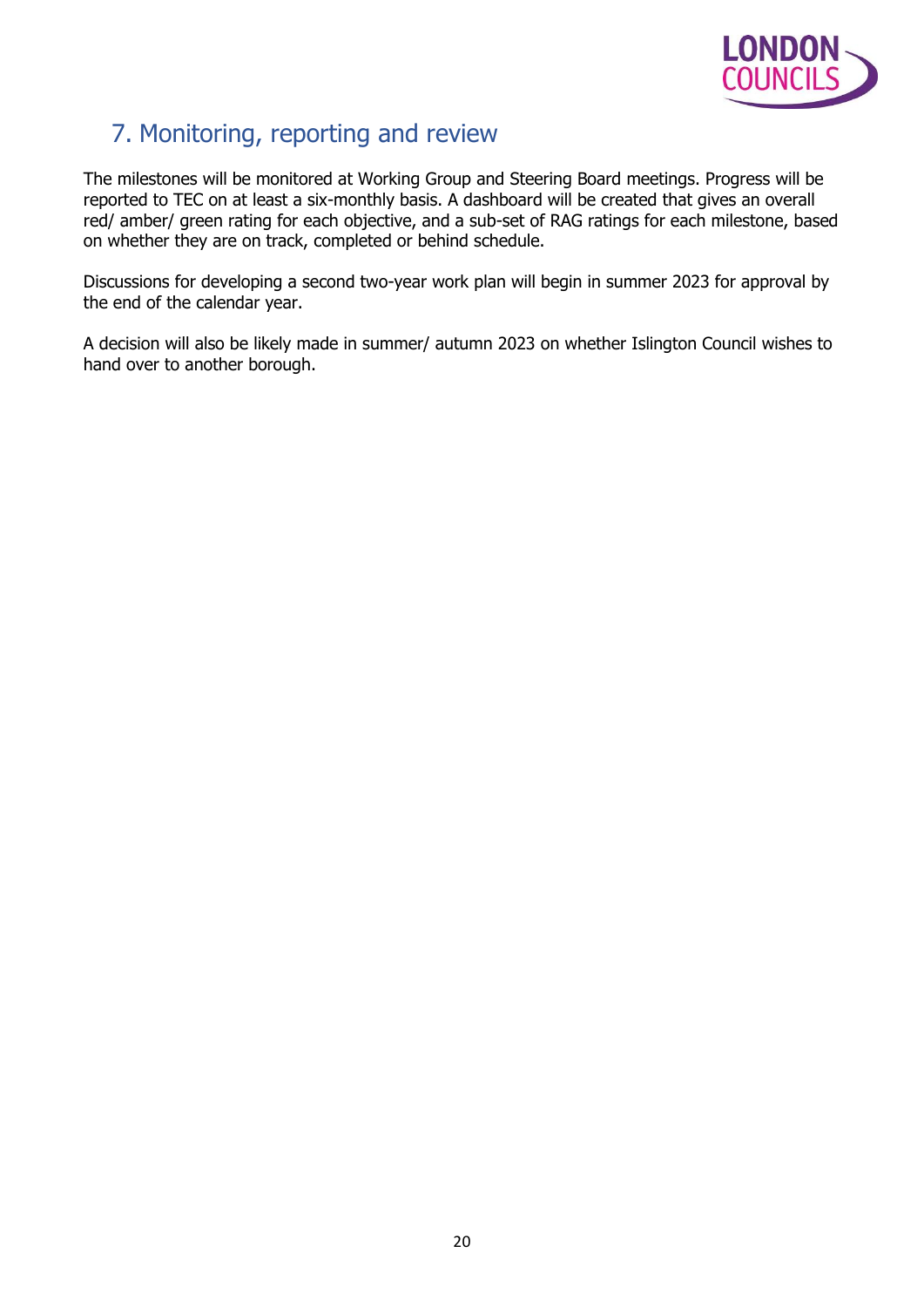## 7. Monitoring, reporting and review

The milestones will be monitored at Working Group and Steering Board meetings. Progress will be reported to TEC on at least a six-monthly basis. A dashboard will be created that gives an overall red/ amber/ green rating for each objective, and a sub-set of RAG ratings for each milestone, based on whether they are on track, completed or behind schedule.

Discussions for developing a second two-year work plan will begin in summer 2023 for approval by the end of the calendar year.

A decision will also be likely made in summer/ autumn 2023 on whether Islington Council wishes to hand over to another borough.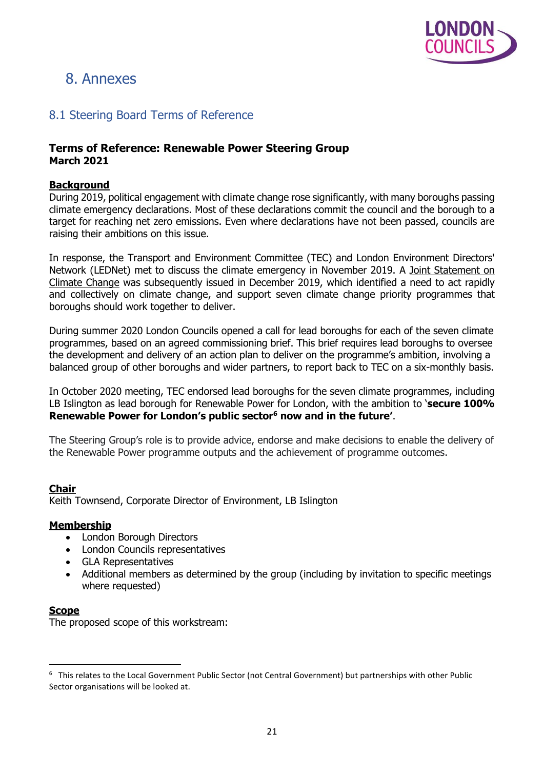# 8. Annexes

## 8.1 Steering Board Terms of Reference

**Terms of Reference: Renewable Power Steering Group**
**March 2021**

**Background**

During 2019, political engagement with climate change rose significantly, with many boroughs passing climate emergency declarations. Most of these declarations commit the council and the borough to a target for reaching net zero emissions. Even where declarations have not been passed, councils are raising their ambitions on this issue.

In response, the Transport and Environment Committee (TEC) and London Environment Directors' Network (LEDNet) met to discuss the climate emergency in November 2019. A Joint Statement on Climate Change was subsequently issued in December 2019, which identified a need to act rapidly and collectively on climate change, and support seven climate change priority programmes that boroughs should work together to deliver.

During summer 2020 London Councils opened a call for lead boroughs for each of the seven climate programmes, based on an agreed commissioning brief. This brief requires lead boroughs to oversee the development and delivery of an action plan to deliver on the programme's ambition, involving a balanced group of other boroughs and wider partners, to report back to TEC on a six-monthly basis.

In October 2020 meeting, TEC endorsed lead boroughs for the seven climate programmes, including LB Islington as lead borough for Renewable Power for London, with the ambition to '**secure 100% Renewable Power for London's public sector[6] now and in the future'**.

The Steering Group's role is to provide advice, endorse and make decisions to enable the delivery of the Renewable Power programme outputs and the achievement of programme outcomes.

**Chair**

Keith Townsend, Corporate Director of Environment, LB Islington

**Membership**

- London Borough Directors
- London Councils representatives
- GLA Representatives
- Additional members as determined by the group (including by invitation to specific meetings where requested)

**Scope**

The proposed scope of this workstream:

[6] This relates to the Local Government Public Sector (not Central Government) but partnerships with other Public Sector organisations will be looked at.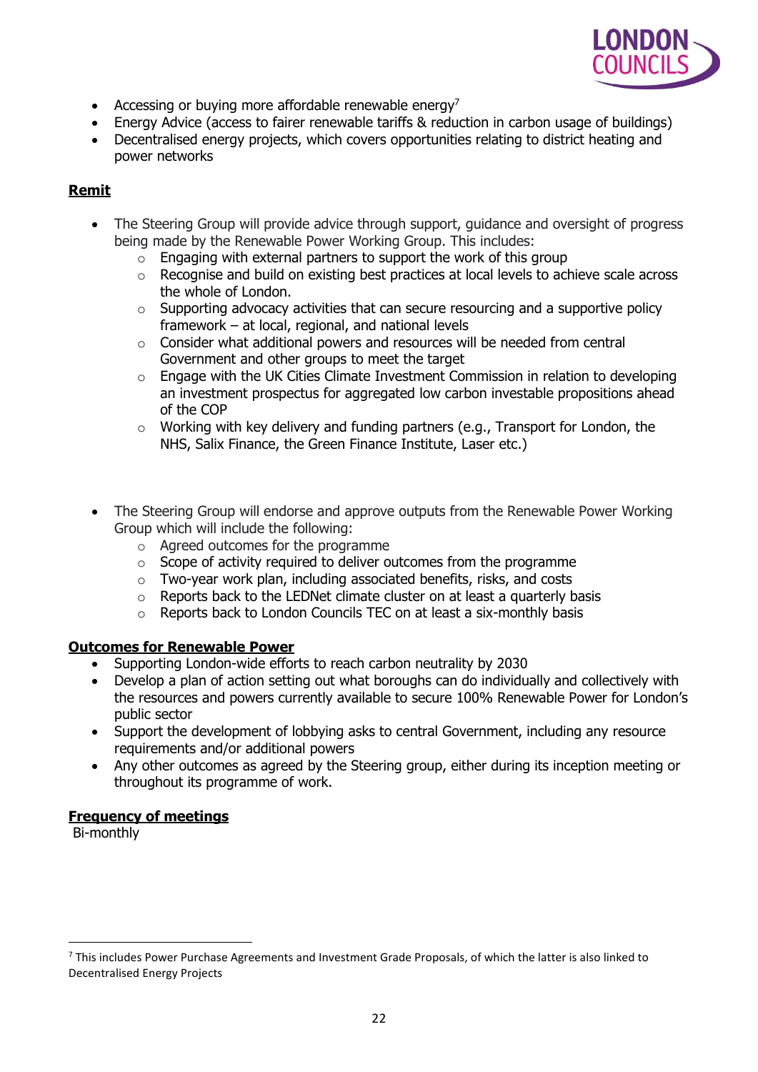- Accessing or buying more affordable renewable energy[7]
- Energy Advice (access to fairer renewable tariffs & reduction in carbon usage of buildings)
- Decentralised energy projects, which covers opportunities relating to district heating and power networks

**Remit**

- The Steering Group will provide advice through support, guidance and oversight of progress being made by the Renewable Power Working Group. This includes:
  - Engaging with external partners to support the work of this group
  - Recognise and build on existing best practices at local levels to achieve scale across the whole of London.
  - Supporting advocacy activities that can secure resourcing and a supportive policy framework – at local, regional, and national levels
  - Consider what additional powers and resources will be needed from central Government and other groups to meet the target
  - Engage with the UK Cities Climate Investment Commission in relation to developing an investment prospectus for aggregated low carbon investable propositions ahead of the COP
  - Working with key delivery and funding partners (e.g., Transport for London, the NHS, Salix Finance, the Green Finance Institute, Laser etc.)

- The Steering Group will endorse and approve outputs from the Renewable Power Working Group which will include the following:
  - Agreed outcomes for the programme
  - Scope of activity required to deliver outcomes from the programme
  - Two-year work plan, including associated benefits, risks, and costs
  - Reports back to the LEDNet climate cluster on at least a quarterly basis
  - Reports back to London Councils TEC on at least a six-monthly basis

**Outcomes for Renewable Power**

- Supporting London-wide efforts to reach carbon neutrality by 2030
- Develop a plan of action setting out what boroughs can do individually and collectively with the resources and powers currently available to secure 100% Renewable Power for London's public sector
- Support the development of lobbying asks to central Government, including any resource requirements and/or additional powers
- Any other outcomes as agreed by the Steering group, either during its inception meeting or throughout its programme of work.

**Frequency of meetings**

Bi-monthly

[7] This includes Power Purchase Agreements and Investment Grade Proposals, of which the latter is also linked to Decentralised Energy Projects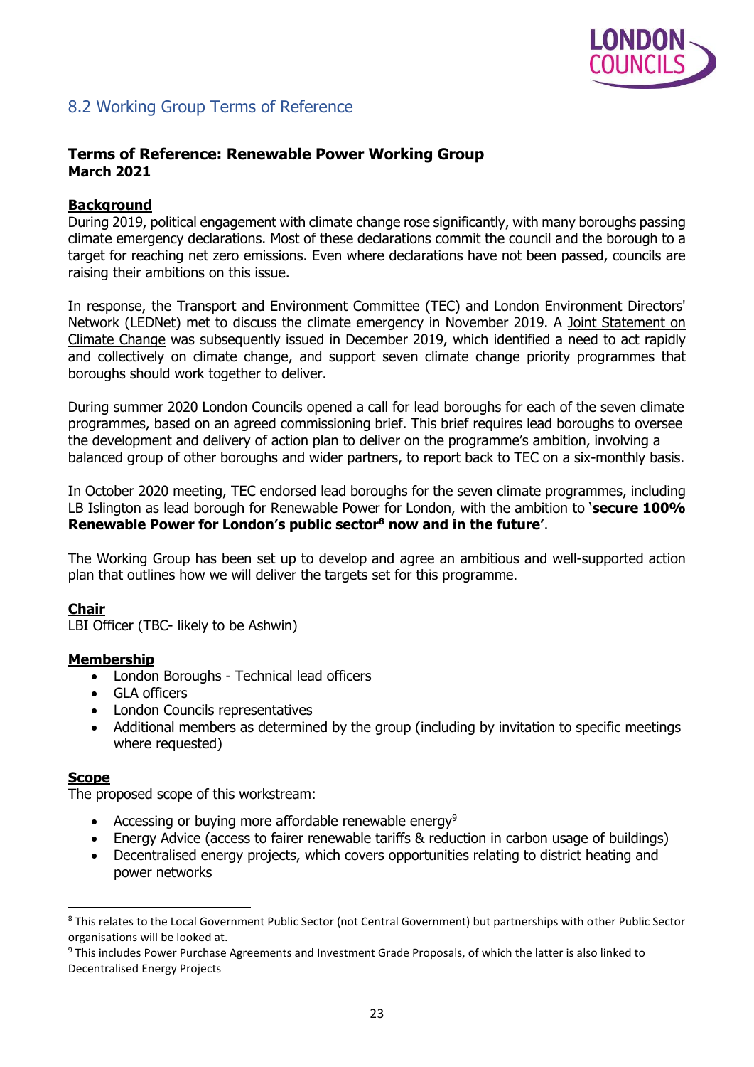## 8.2 Working Group Terms of Reference

### Terms of Reference: Renewable Power Working Group
**March 2021**

**Background**

During 2019, political engagement with climate change rose significantly, with many boroughs passing climate emergency declarations. Most of these declarations commit the council and the borough to a target for reaching net zero emissions. Even where declarations have not been passed, councils are raising their ambitions on this issue.

In response, the Transport and Environment Committee (TEC) and London Environment Directors' Network (LEDNet) met to discuss the climate emergency in November 2019. A Joint Statement on Climate Change was subsequently issued in December 2019, which identified a need to act rapidly and collectively on climate change, and support seven climate change priority programmes that boroughs should work together to deliver.

During summer 2020 London Councils opened a call for lead boroughs for each of the seven climate programmes, based on an agreed commissioning brief. This brief requires lead boroughs to oversee the development and delivery of action plan to deliver on the programme's ambition, involving a balanced group of other boroughs and wider partners, to report back to TEC on a six-monthly basis.

In October 2020 meeting, TEC endorsed lead boroughs for the seven climate programmes, including LB Islington as lead borough for Renewable Power for London, with the ambition to '**secure 100% Renewable Power for London's public sector[8] now and in the future'**.

The Working Group has been set up to develop and agree an ambitious and well-supported action plan that outlines how we will deliver the targets set for this programme.

**Chair**

LBI Officer (TBC- likely to be Ashwin)

**Membership**

- London Boroughs - Technical lead officers
- GLA officers
- London Councils representatives
- Additional members as determined by the group (including by invitation to specific meetings where requested)

**Scope**

The proposed scope of this workstream:

- Accessing or buying more affordable renewable energy[9]
- Energy Advice (access to fairer renewable tariffs & reduction in carbon usage of buildings)
- Decentralised energy projects, which covers opportunities relating to district heating and power networks

---

[8] This relates to the Local Government Public Sector (not Central Government) but partnerships with other Public Sector organisations will be looked at.

[9] This includes Power Purchase Agreements and Investment Grade Proposals, of which the latter is also linked to Decentralised Energy Projects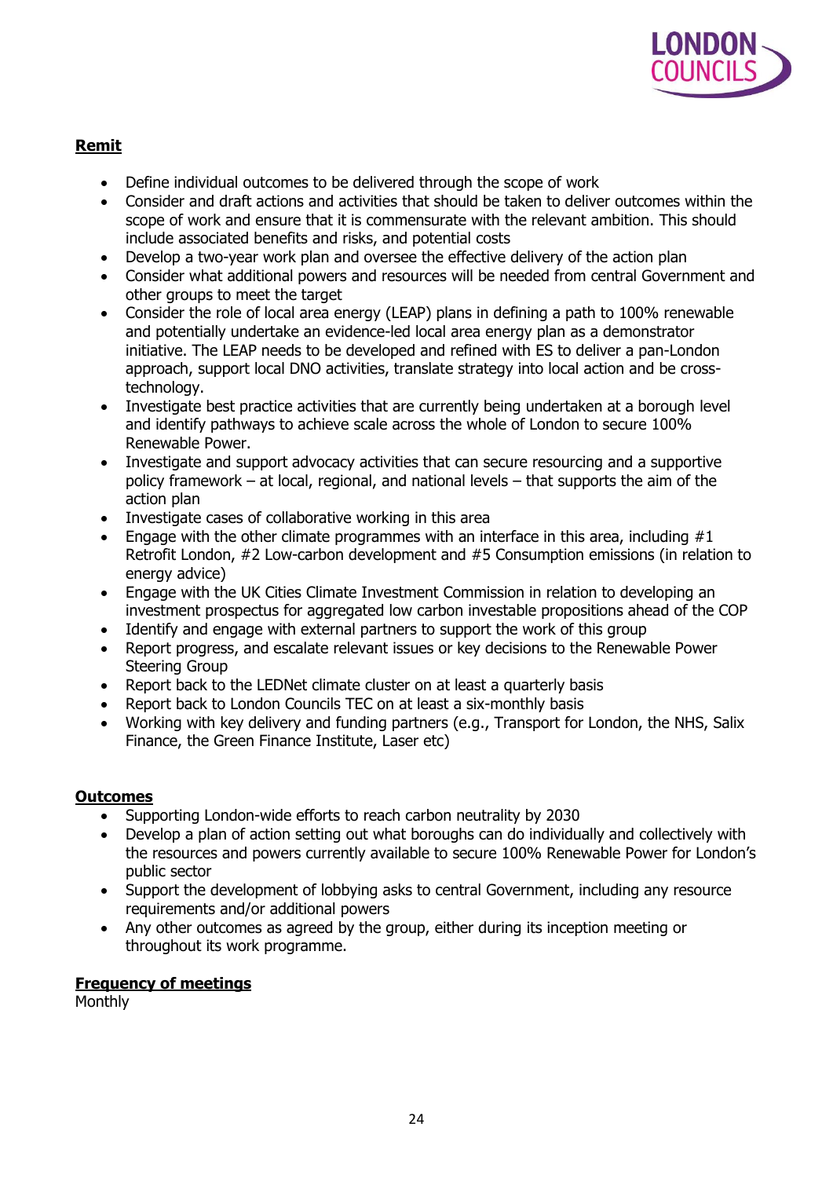**Remit**

- Define individual outcomes to be delivered through the scope of work
- Consider and draft actions and activities that should be taken to deliver outcomes within the scope of work and ensure that it is commensurate with the relevant ambition. This should include associated benefits and risks, and potential costs
- Develop a two-year work plan and oversee the effective delivery of the action plan
- Consider what additional powers and resources will be needed from central Government and other groups to meet the target
- Consider the role of local area energy (LEAP) plans in defining a path to 100% renewable and potentially undertake an evidence-led local area energy plan as a demonstrator initiative. The LEAP needs to be developed and refined with ES to deliver a pan-London approach, support local DNO activities, translate strategy into local action and be cross-technology.
- Investigate best practice activities that are currently being undertaken at a borough level and identify pathways to achieve scale across the whole of London to secure 100% Renewable Power.
- Investigate and support advocacy activities that can secure resourcing and a supportive policy framework – at local, regional, and national levels – that supports the aim of the action plan
- Investigate cases of collaborative working in this area
- Engage with the other climate programmes with an interface in this area, including #1 Retrofit London, #2 Low-carbon development and #5 Consumption emissions (in relation to energy advice)
- Engage with the UK Cities Climate Investment Commission in relation to developing an investment prospectus for aggregated low carbon investable propositions ahead of the COP
- Identify and engage with external partners to support the work of this group
- Report progress, and escalate relevant issues or key decisions to the Renewable Power Steering Group
- Report back to the LEDNet climate cluster on at least a quarterly basis
- Report back to London Councils TEC on at least a six-monthly basis
- Working with key delivery and funding partners (e.g., Transport for London, the NHS, Salix Finance, the Green Finance Institute, Laser etc)

**Outcomes**

- Supporting London-wide efforts to reach carbon neutrality by 2030
- Develop a plan of action setting out what boroughs can do individually and collectively with the resources and powers currently available to secure 100% Renewable Power for London's public sector
- Support the development of lobbying asks to central Government, including any resource requirements and/or additional powers
- Any other outcomes as agreed by the group, either during its inception meeting or throughout its work programme.

**Frequency of meetings**

Monthly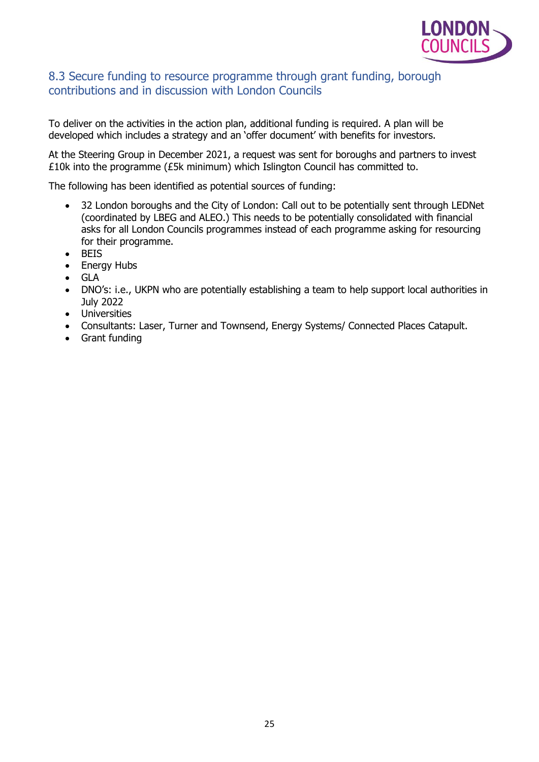## 8.3 Secure funding to resource programme through grant funding, borough contributions and in discussion with London Councils

To deliver on the activities in the action plan, additional funding is required. A plan will be developed which includes a strategy and an 'offer document' with benefits for investors.

At the Steering Group in December 2021, a request was sent for boroughs and partners to invest £10k into the programme (£5k minimum) which Islington Council has committed to.

The following has been identified as potential sources of funding:

- 32 London boroughs and the City of London: Call out to be potentially sent through LEDNet (coordinated by LBEG and ALEO.) This needs to be potentially consolidated with financial asks for all London Councils programmes instead of each programme asking for resourcing for their programme.
- BEIS
- Energy Hubs
- GLA
- DNO's: i.e., UKPN who are potentially establishing a team to help support local authorities in July 2022
- Universities
- Consultants: Laser, Turner and Townsend, Energy Systems/ Connected Places Catapult.
- Grant funding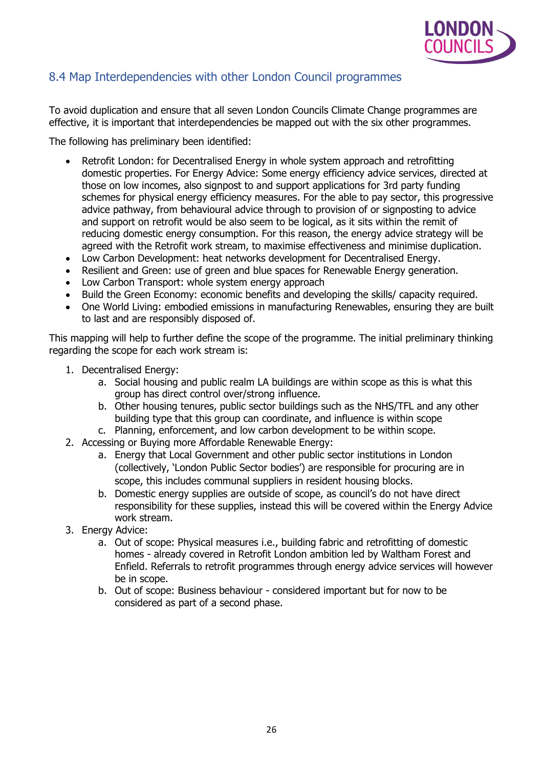## 8.4 Map Interdependencies with other London Council programmes

To avoid duplication and ensure that all seven London Councils Climate Change programmes are effective, it is important that interdependencies be mapped out with the six other programmes.

The following has preliminary been identified:

- Retrofit London: for Decentralised Energy in whole system approach and retrofitting domestic properties. For Energy Advice: Some energy efficiency advice services, directed at those on low incomes, also signpost to and support applications for 3rd party funding schemes for physical energy efficiency measures. For the able to pay sector, this progressive advice pathway, from behavioural advice through to provision of or signposting to advice and support on retrofit would be also seem to be logical, as it sits within the remit of reducing domestic energy consumption. For this reason, the energy advice strategy will be agreed with the Retrofit work stream, to maximise effectiveness and minimise duplication.
- Low Carbon Development: heat networks development for Decentralised Energy.
- Resilient and Green: use of green and blue spaces for Renewable Energy generation.
- Low Carbon Transport: whole system energy approach
- Build the Green Economy: economic benefits and developing the skills/ capacity required.
- One World Living: embodied emissions in manufacturing Renewables, ensuring they are built to last and are responsibly disposed of.

This mapping will help to further define the scope of the programme. The initial preliminary thinking regarding the scope for each work stream is:

1. Decentralised Energy:
   a. Social housing and public realm LA buildings are within scope as this is what this group has direct control over/strong influence.
   b. Other housing tenures, public sector buildings such as the NHS/TFL and any other building type that this group can coordinate, and influence is within scope
   c. Planning, enforcement, and low carbon development to be within scope.
2. Accessing or Buying more Affordable Renewable Energy:
   a. Energy that Local Government and other public sector institutions in London (collectively, 'London Public Sector bodies') are responsible for procuring are in scope, this includes communal suppliers in resident housing blocks.
   b. Domestic energy supplies are outside of scope, as council's do not have direct responsibility for these supplies, instead this will be covered within the Energy Advice work stream.
3. Energy Advice:
   a. Out of scope: Physical measures i.e., building fabric and retrofitting of domestic homes - already covered in Retrofit London ambition led by Waltham Forest and Enfield. Referrals to retrofit programmes through energy advice services will however be in scope.
   b. Out of scope: Business behaviour - considered important but for now to be considered as part of a second phase.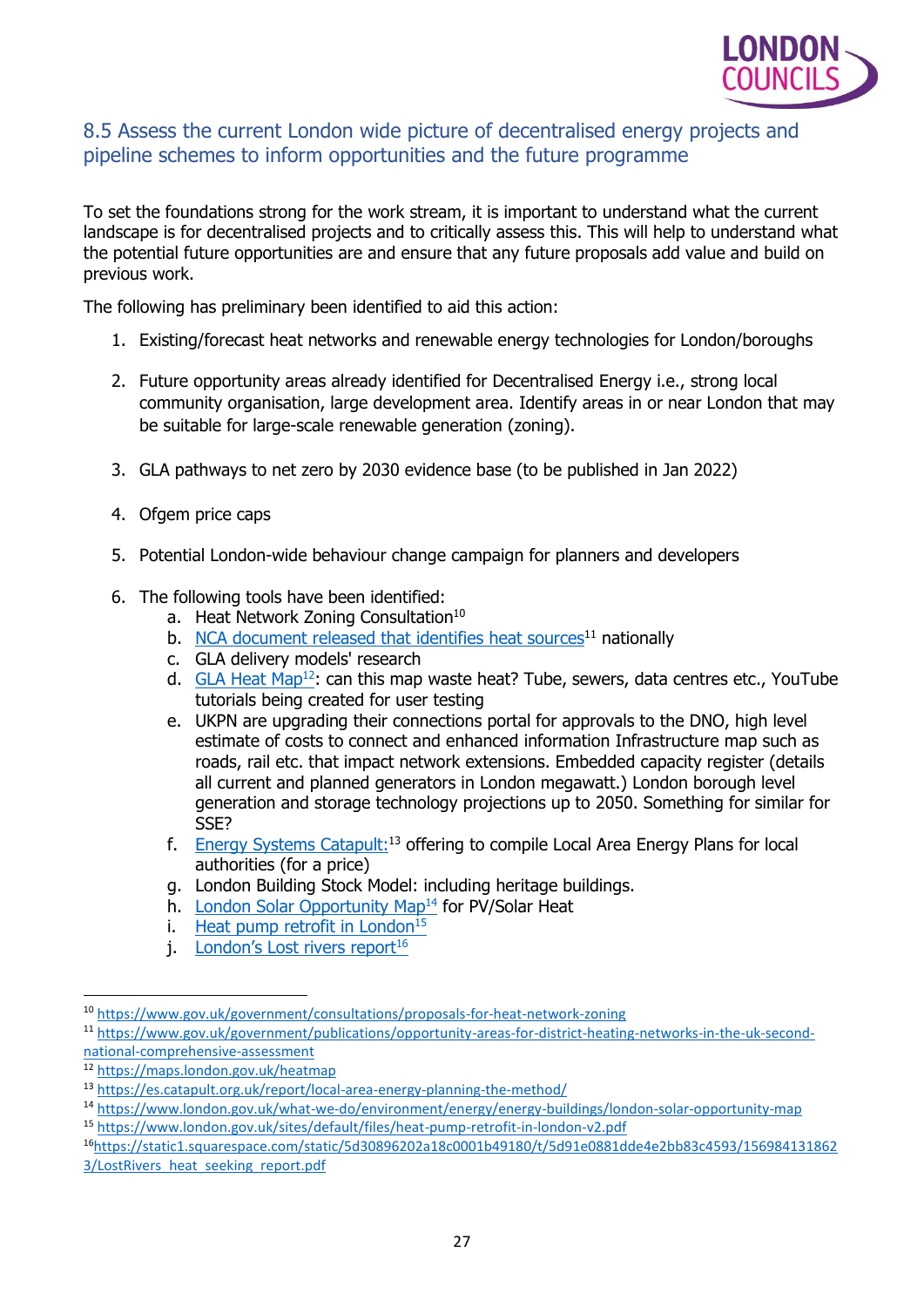## 8.5 Assess the current London wide picture of decentralised energy projects and pipeline schemes to inform opportunities and the future programme

To set the foundations strong for the work stream, it is important to understand what the current landscape is for decentralised projects and to critically assess this. This will help to understand what the potential future opportunities are and ensure that any future proposals add value and build on previous work.

The following has preliminary been identified to aid this action:

1. Existing/forecast heat networks and renewable energy technologies for London/boroughs

2. Future opportunity areas already identified for Decentralised Energy i.e., strong local community organisation, large development area. Identify areas in or near London that may be suitable for large-scale renewable generation (zoning).

3. GLA pathways to net zero by 2030 evidence base (to be published in Jan 2022)

4. Ofgem price caps

5. Potential London-wide behaviour change campaign for planners and developers

6. The following tools have been identified:
   a. Heat Network Zoning Consultation[10]
   b. NCA document released that identifies heat sources[11] nationally
   c. GLA delivery models' research
   d. GLA Heat Map[12]: can this map waste heat? Tube, sewers, data centres etc., YouTube tutorials being created for user testing
   e. UKPN are upgrading their connections portal for approvals to the DNO, high level estimate of costs to connect and enhanced information Infrastructure map such as roads, rail etc. that impact network extensions. Embedded capacity register (details all current and planned generators in London megawatt.) London borough level generation and storage technology projections up to 2050. Something for similar for SSE?
   f. Energy Systems Catapult:[13] offering to compile Local Area Energy Plans for local authorities (for a price)
   g. London Building Stock Model: including heritage buildings.
   h. London Solar Opportunity Map[14] for PV/Solar Heat
   i. Heat pump retrofit in London[15]
   j. London's Lost rivers report[16]

---

[10] https://www.gov.uk/government/consultations/proposals-for-heat-network-zoning

[11] https://www.gov.uk/government/publications/opportunity-areas-for-district-heating-networks-in-the-uk-second-national-comprehensive-assessment

[12] https://maps.london.gov.uk/heatmap

[13] https://es.catapult.org.uk/report/local-area-energy-planning-the-method/

[14] https://www.london.gov.uk/what-we-do/environment/energy/energy-buildings/london-solar-opportunity-map

[15] https://www.london.gov.uk/sites/default/files/heat-pump-retrofit-in-london-v2.pdf

[16] https://static1.squarespace.com/static/5d30896202a18c0001b49180/t/5d91e0881dde4e2bb83c4593/1569841318623/LostRivers_heat_seeking_report.pdf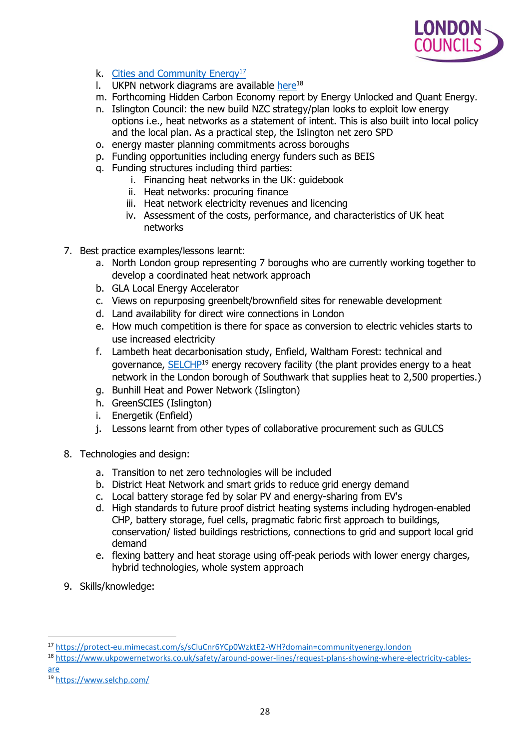k. [Cities and Community Energy](https://protect-eu.mimecast.com/s/sCluCnr6YCp0WzktE2-WH?domain=communityenergy.london)[17]
l. UKPN network diagrams are available [here](https://www.ukpowernetworks.co.uk/safety/around-power-lines/request-plans-showing-where-electricity-cables-are)[18]
m. Forthcoming Hidden Carbon Economy report by Energy Unlocked and Quant Energy.
n. Islington Council: the new build NZC strategy/plan looks to exploit low energy options i.e., heat networks as a statement of intent. This is also built into local policy and the local plan. As a practical step, the Islington net zero SPD
o. energy master planning commitments across boroughs
p. Funding opportunities including energy funders such as BEIS
q. Funding structures including third parties:
   i. Financing heat networks in the UK: guidebook
   ii. Heat networks: procuring finance
   iii. Heat network electricity revenues and licencing
   iv. Assessment of the costs, performance, and characteristics of UK heat networks

7. Best practice examples/lessons learnt:
   a. North London group representing 7 boroughs who are currently working together to develop a coordinated heat network approach
   b. GLA Local Energy Accelerator
   c. Views on repurposing greenbelt/brownfield sites for renewable development
   d. Land availability for direct wire connections in London
   e. How much competition is there for space as conversion to electric vehicles starts to use increased electricity
   f. Lambeth heat decarbonisation study, Enfield, Waltham Forest: technical and governance, [SELCHP](https://www.selchp.com/)[19] energy recovery facility (the plant provides energy to a heat network in the London borough of Southwark that supplies heat to 2,500 properties.)
   g. Bunhill Heat and Power Network (Islington)
   h. GreenSCIES (Islington)
   i. Energetik (Enfield)
   j. Lessons learnt from other types of collaborative procurement such as GULCS

8. Technologies and design:
   a. Transition to net zero technologies will be included
   b. District Heat Network and smart grids to reduce grid energy demand
   c. Local battery storage fed by solar PV and energy-sharing from EV's
   d. High standards to future proof district heating systems including hydrogen-enabled CHP, battery storage, fuel cells, pragmatic fabric first approach to buildings, conservation/ listed buildings restrictions, connections to grid and support local grid demand
   e. flexing battery and heat storage using off-peak periods with lower energy charges, hybrid technologies, whole system approach

9. Skills/knowledge:

---

[17] https://protect-eu.mimecast.com/s/sCluCnr6YCp0WzktE2-WH?domain=communityenergy.london

[18] https://www.ukpowernetworks.co.uk/safety/around-power-lines/request-plans-showing-where-electricity-cables-are

[19] https://www.selchp.com/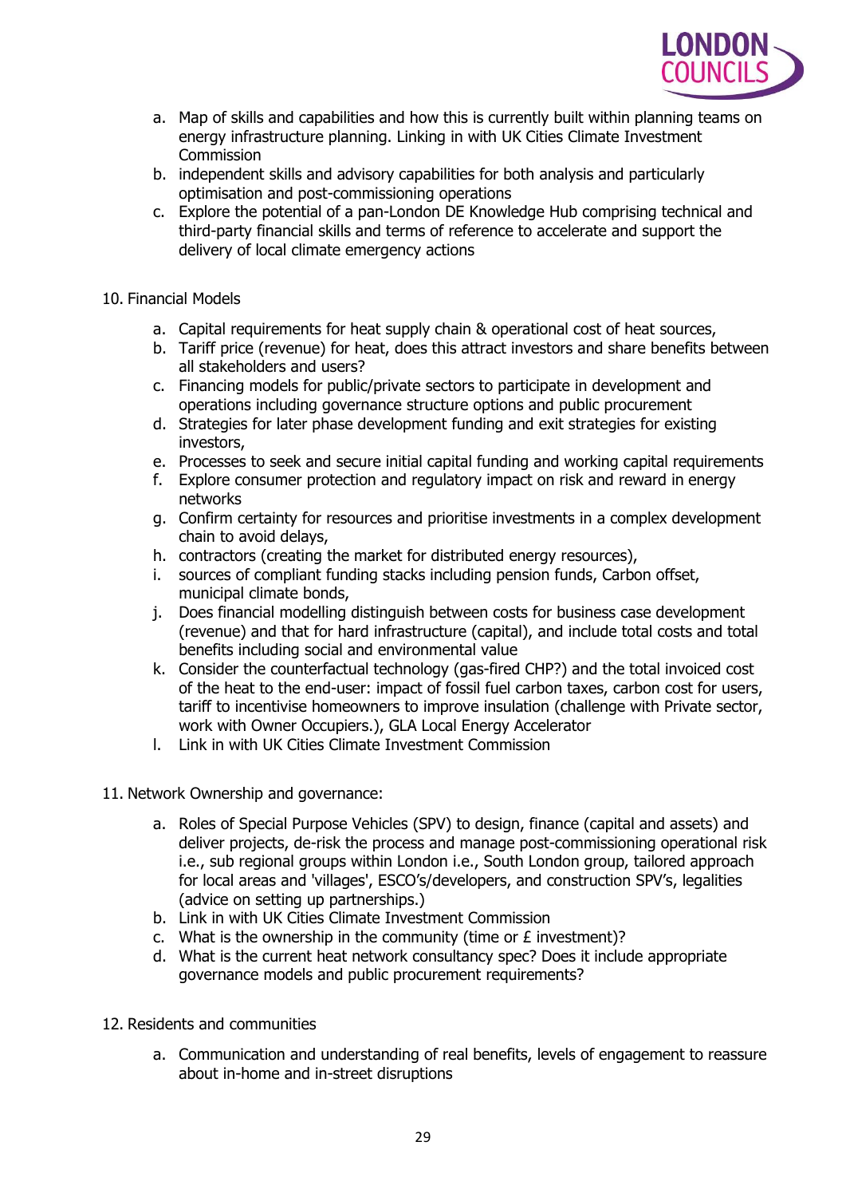a. Map of skills and capabilities and how this is currently built within planning teams on energy infrastructure planning. Linking in with UK Cities Climate Investment Commission
b. independent skills and advisory capabilities for both analysis and particularly optimisation and post-commissioning operations
c. Explore the potential of a pan-London DE Knowledge Hub comprising technical and third-party financial skills and terms of reference to accelerate and support the delivery of local climate emergency actions

10. Financial Models

a. Capital requirements for heat supply chain & operational cost of heat sources,
b. Tariff price (revenue) for heat, does this attract investors and share benefits between all stakeholders and users?
c. Financing models for public/private sectors to participate in development and operations including governance structure options and public procurement
d. Strategies for later phase development funding and exit strategies for existing investors,
e. Processes to seek and secure initial capital funding and working capital requirements
f. Explore consumer protection and regulatory impact on risk and reward in energy networks
g. Confirm certainty for resources and prioritise investments in a complex development chain to avoid delays,
h. contractors (creating the market for distributed energy resources),
i. sources of compliant funding stacks including pension funds, Carbon offset, municipal climate bonds,
j. Does financial modelling distinguish between costs for business case development (revenue) and that for hard infrastructure (capital), and include total costs and total benefits including social and environmental value
k. Consider the counterfactual technology (gas-fired CHP?) and the total invoiced cost of the heat to the end-user: impact of fossil fuel carbon taxes, carbon cost for users, tariff to incentivise homeowners to improve insulation (challenge with Private sector, work with Owner Occupiers.), GLA Local Energy Accelerator
l. Link in with UK Cities Climate Investment Commission

11. Network Ownership and governance:

a. Roles of Special Purpose Vehicles (SPV) to design, finance (capital and assets) and deliver projects, de-risk the process and manage post-commissioning operational risk i.e., sub regional groups within London i.e., South London group, tailored approach for local areas and 'villages', ESCO's/developers, and construction SPV's, legalities (advice on setting up partnerships.)
b. Link in with UK Cities Climate Investment Commission
c. What is the ownership in the community (time or £ investment)?
d. What is the current heat network consultancy spec? Does it include appropriate governance models and public procurement requirements?

12. Residents and communities

a. Communication and understanding of real benefits, levels of engagement to reassure about in-home and in-street disruptions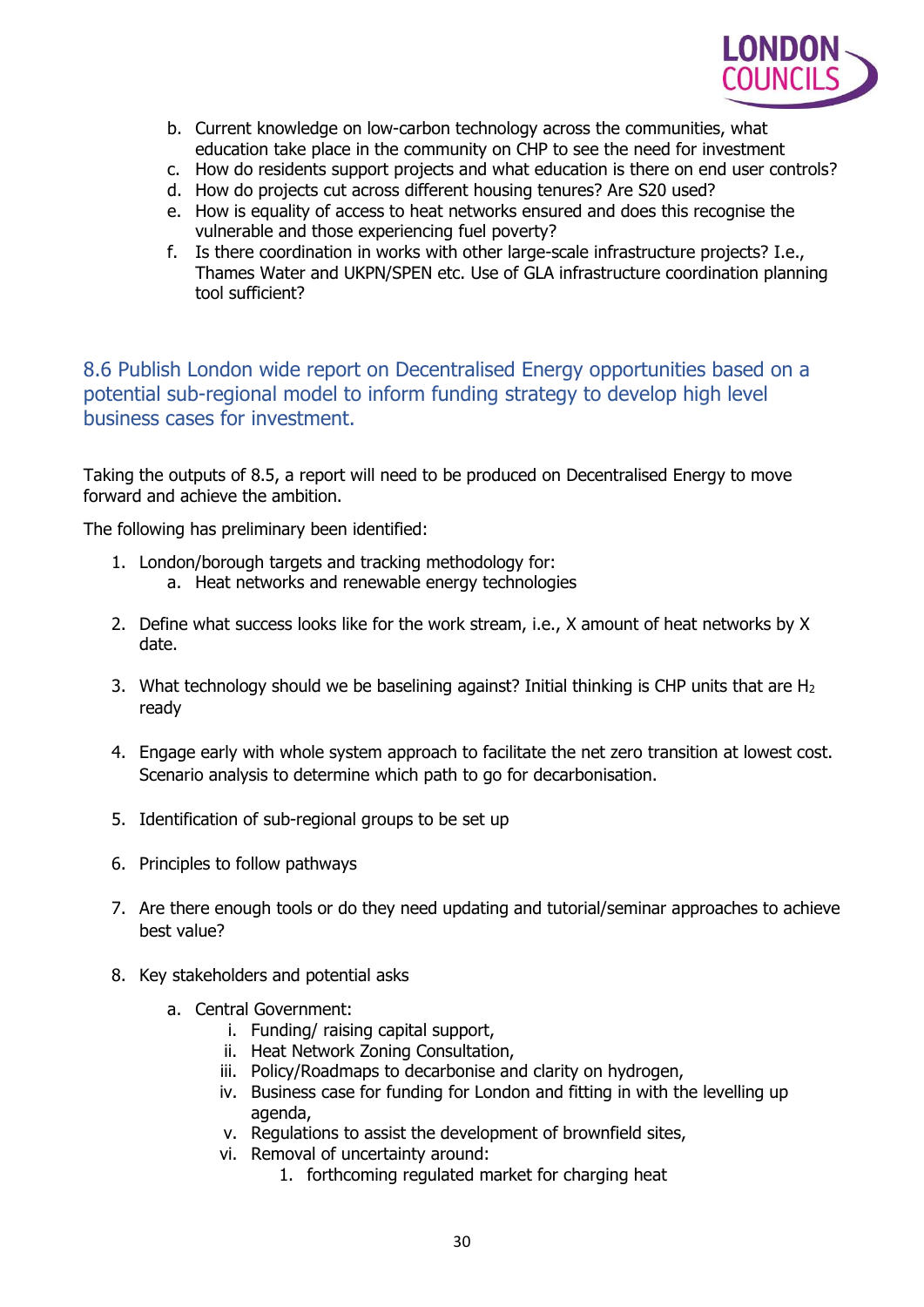b. Current knowledge on low-carbon technology across the communities, what education take place in the community on CHP to see the need for investment
c. How do residents support projects and what education is there on end user controls?
d. How do projects cut across different housing tenures? Are S20 used?
e. How is equality of access to heat networks ensured and does this recognise the vulnerable and those experiencing fuel poverty?
f. Is there coordination in works with other large-scale infrastructure projects? I.e., Thames Water and UKPN/SPEN etc. Use of GLA infrastructure coordination planning tool sufficient?

### 8.6 Publish London wide report on Decentralised Energy opportunities based on a potential sub-regional model to inform funding strategy to develop high level business cases for investment.

Taking the outputs of 8.5, a report will need to be produced on Decentralised Energy to move forward and achieve the ambition.

The following has preliminary been identified:

1. London/borough targets and tracking methodology for:
    a. Heat networks and renewable energy technologies

2. Define what success looks like for the work stream, i.e., X amount of heat networks by X date.

3. What technology should we be baselining against? Initial thinking is CHP units that are $H_2$ ready

4. Engage early with whole system approach to facilitate the net zero transition at lowest cost. Scenario analysis to determine which path to go for decarbonisation.

5. Identification of sub-regional groups to be set up

6. Principles to follow pathways

7. Are there enough tools or do they need updating and tutorial/seminar approaches to achieve best value?

8. Key stakeholders and potential asks

    a. Central Government:
        i. Funding/ raising capital support,
        ii. Heat Network Zoning Consultation,
        iii. Policy/Roadmaps to decarbonise and clarity on hydrogen,
        iv. Business case for funding for London and fitting in with the levelling up agenda,
        v. Regulations to assist the development of brownfield sites,
        vi. Removal of uncertainty around:
            1. forthcoming regulated market for charging heat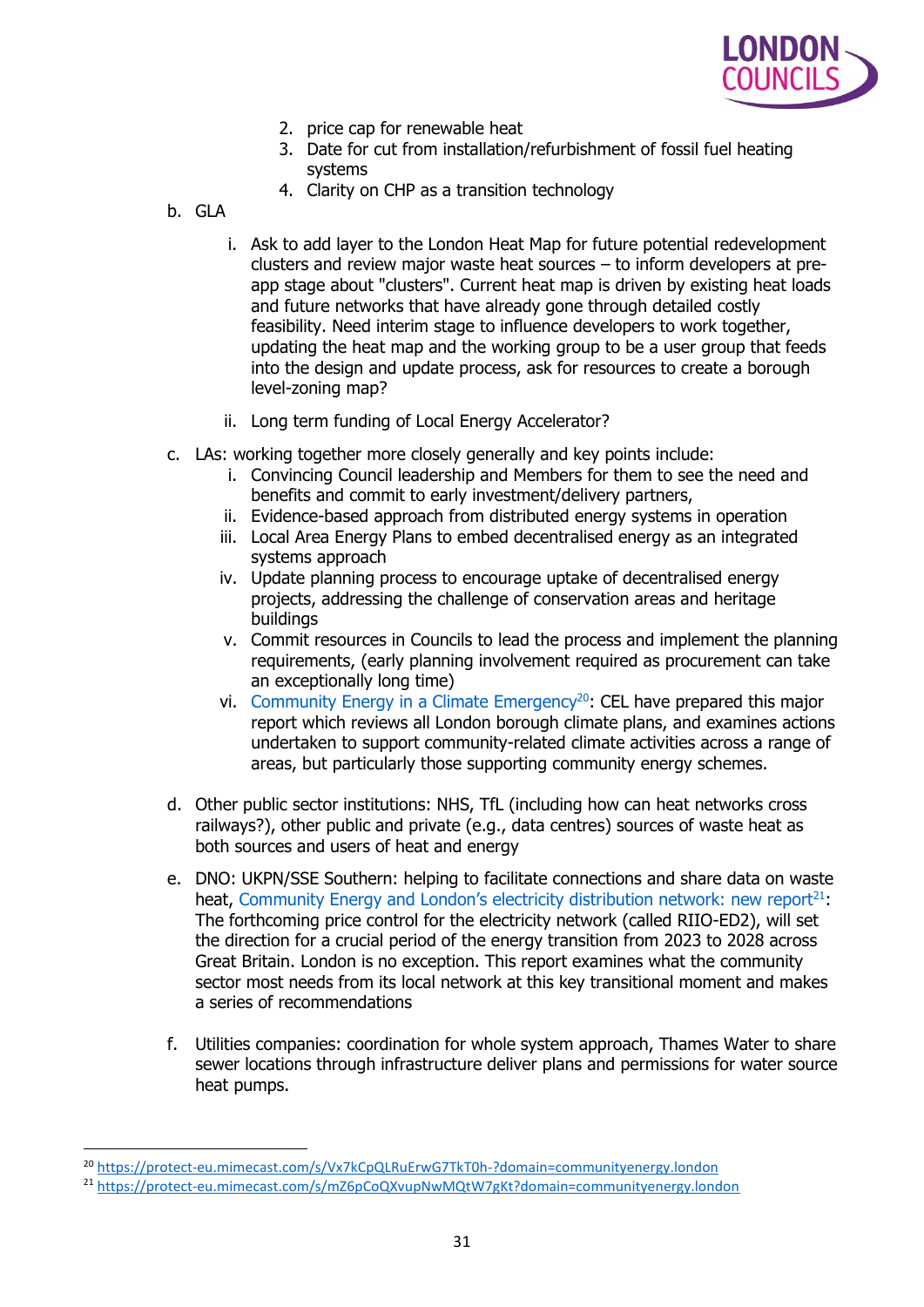2. price cap for renewable heat
   3. Date for cut from installation/refurbishment of fossil fuel heating systems
   4. Clarity on CHP as a transition technology

b. GLA

   i. Ask to add layer to the London Heat Map for future potential redevelopment clusters and review major waste heat sources – to inform developers at pre-app stage about "clusters". Current heat map is driven by existing heat loads and future networks that have already gone through detailed costly feasibility. Need interim stage to influence developers to work together, updating the heat map and the working group to be a user group that feeds into the design and update process, ask for resources to create a borough level-zoning map?

   ii. Long term funding of Local Energy Accelerator?

c. LAs: working together more closely generally and key points include:
   i. Convincing Council leadership and Members for them to see the need and benefits and commit to early investment/delivery partners,
   ii. Evidence-based approach from distributed energy systems in operation
   iii. Local Area Energy Plans to embed decentralised energy as an integrated systems approach
   iv. Update planning process to encourage uptake of decentralised energy projects, addressing the challenge of conservation areas and heritage buildings
   v. Commit resources in Councils to lead the process and implement the planning requirements, (early planning involvement required as procurement can take an exceptionally long time)
   vi. Community Energy in a Climate Emergency[20]: CEL have prepared this major report which reviews all London borough climate plans, and examines actions undertaken to support community-related climate activities across a range of areas, but particularly those supporting community energy schemes.

d. Other public sector institutions: NHS, TfL (including how can heat networks cross railways?), other public and private (e.g., data centres) sources of waste heat as both sources and users of heat and energy

e. DNO: UKPN/SSE Southern: helping to facilitate connections and share data on waste heat, Community Energy and London's electricity distribution network: new report[21]: The forthcoming price control for the electricity network (called RIIO-ED2), will set the direction for a crucial period of the energy transition from 2023 to 2028 across Great Britain. London is no exception. This report examines what the community sector most needs from its local network at this key transitional moment and makes a series of recommendations

f. Utilities companies: coordination for whole system approach, Thames Water to share sewer locations through infrastructure deliver plans and permissions for water source heat pumps.

---

[20] https://protect-eu.mimecast.com/s/Vx7kCpQLRuErwG7TkT0h-?domain=communityenergy.london

[21] https://protect-eu.mimecast.com/s/mZ6pCoQXvupNwMQtW7gKt?domain=communityenergy.london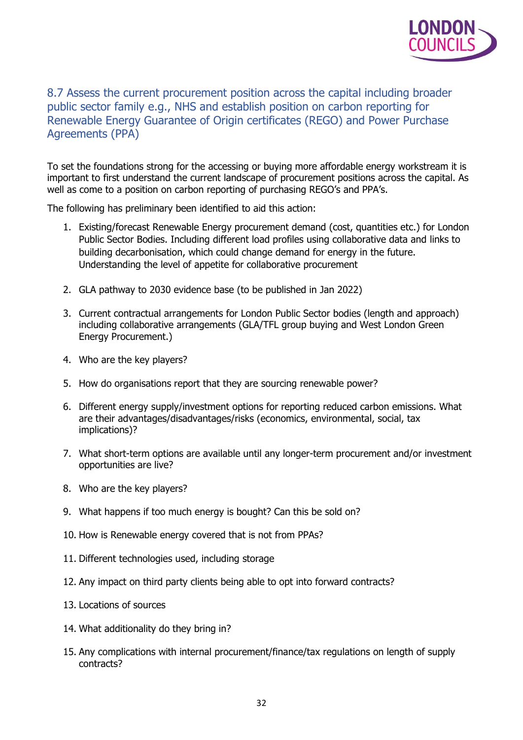## 8.7 Assess the current procurement position across the capital including broader public sector family e.g., NHS and establish position on carbon reporting for Renewable Energy Guarantee of Origin certificates (REGO) and Power Purchase Agreements (PPA)

To set the foundations strong for the accessing or buying more affordable energy workstream it is important to first understand the current landscape of procurement positions across the capital. As well as come to a position on carbon reporting of purchasing REGO's and PPA's.

The following has preliminary been identified to aid this action:

1. Existing/forecast Renewable Energy procurement demand (cost, quantities etc.) for London Public Sector Bodies. Including different load profiles using collaborative data and links to building decarbonisation, which could change demand for energy in the future. Understanding the level of appetite for collaborative procurement

2. GLA pathway to 2030 evidence base (to be published in Jan 2022)

3. Current contractual arrangements for London Public Sector bodies (length and approach) including collaborative arrangements (GLA/TFL group buying and West London Green Energy Procurement.)

4. Who are the key players?

5. How do organisations report that they are sourcing renewable power?

6. Different energy supply/investment options for reporting reduced carbon emissions. What are their advantages/disadvantages/risks (economics, environmental, social, tax implications)?

7. What short-term options are available until any longer-term procurement and/or investment opportunities are live?

8. Who are the key players?

9. What happens if too much energy is bought? Can this be sold on?

10. How is Renewable energy covered that is not from PPAs?

11. Different technologies used, including storage

12. Any impact on third party clients being able to opt into forward contracts?

13. Locations of sources

14. What additionality do they bring in?

15. Any complications with internal procurement/finance/tax regulations on length of supply contracts?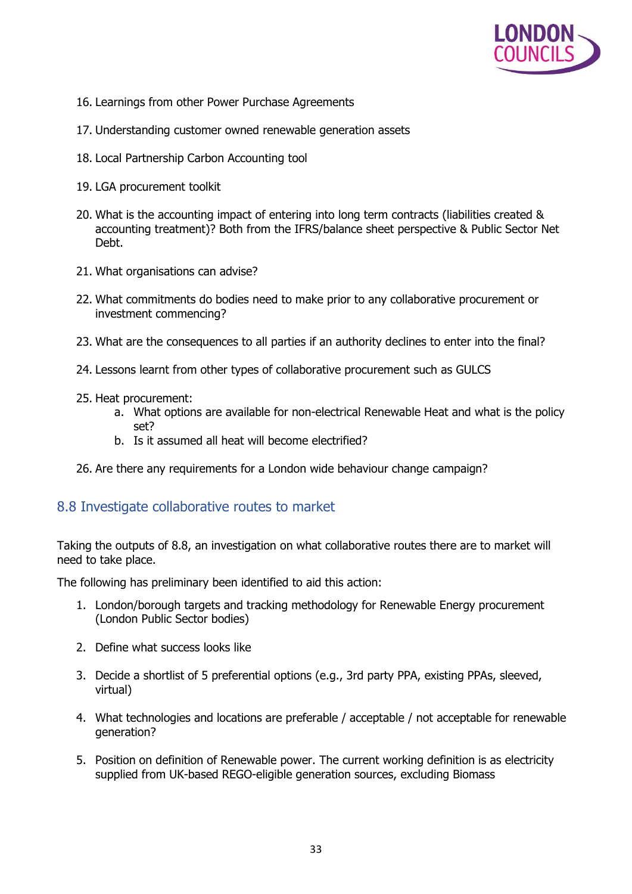16. Learnings from other Power Purchase Agreements

17. Understanding customer owned renewable generation assets

18. Local Partnership Carbon Accounting tool

19. LGA procurement toolkit

20. What is the accounting impact of entering into long term contracts (liabilities created & accounting treatment)? Both from the IFRS/balance sheet perspective & Public Sector Net Debt.

21. What organisations can advise?

22. What commitments do bodies need to make prior to any collaborative procurement or investment commencing?

23. What are the consequences to all parties if an authority declines to enter into the final?

24. Lessons learnt from other types of collaborative procurement such as GULCS

25. Heat procurement:
    a. What options are available for non-electrical Renewable Heat and what is the policy set?
    b. Is it assumed all heat will become electrified?

26. Are there any requirements for a London wide behaviour change campaign?

## 8.8 Investigate collaborative routes to market

Taking the outputs of 8.8, an investigation on what collaborative routes there are to market will need to take place.

The following has preliminary been identified to aid this action:

1. London/borough targets and tracking methodology for Renewable Energy procurement (London Public Sector bodies)

2. Define what success looks like

3. Decide a shortlist of 5 preferential options (e.g., 3rd party PPA, existing PPAs, sleeved, virtual)

4. What technologies and locations are preferable / acceptable / not acceptable for renewable generation?

5. Position on definition of Renewable power. The current working definition is as electricity supplied from UK-based REGO-eligible generation sources, excluding Biomass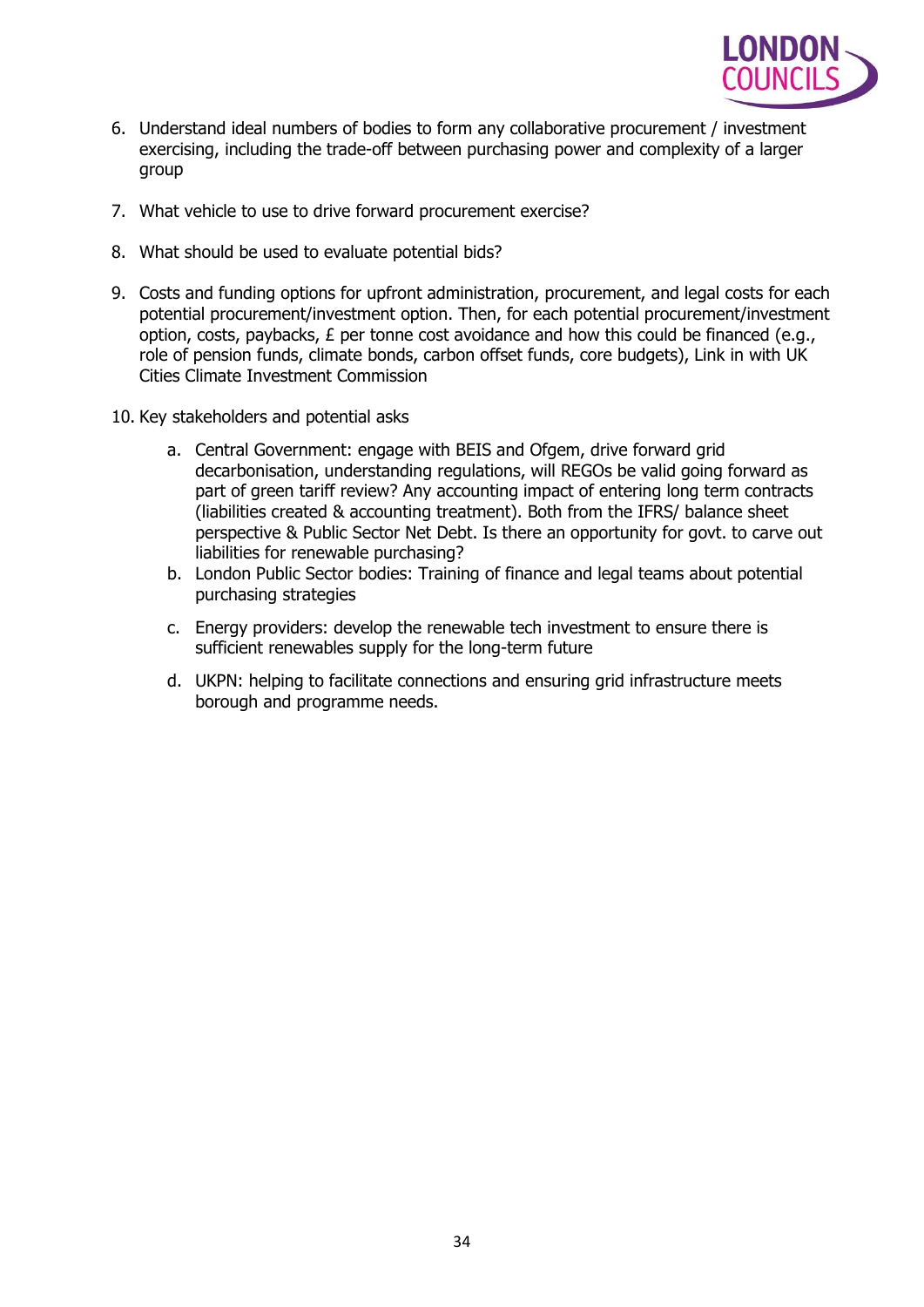6. Understand ideal numbers of bodies to form any collaborative procurement / investment exercising, including the trade-off between purchasing power and complexity of a larger group

7. What vehicle to use to drive forward procurement exercise?

8. What should be used to evaluate potential bids?

9. Costs and funding options for upfront administration, procurement, and legal costs for each potential procurement/investment option. Then, for each potential procurement/investment option, costs, paybacks, £ per tonne cost avoidance and how this could be financed (e.g., role of pension funds, climate bonds, carbon offset funds, core budgets), Link in with UK Cities Climate Investment Commission

10. Key stakeholders and potential asks
    a. Central Government: engage with BEIS and Ofgem, drive forward grid decarbonisation, understanding regulations, will REGOs be valid going forward as part of green tariff review? Any accounting impact of entering long term contracts (liabilities created & accounting treatment). Both from the IFRS/ balance sheet perspective & Public Sector Net Debt. Is there an opportunity for govt. to carve out liabilities for renewable purchasing?
    b. London Public Sector bodies: Training of finance and legal teams about potential purchasing strategies
    c. Energy providers: develop the renewable tech investment to ensure there is sufficient renewables supply for the long-term future
    d. UKPN: helping to facilitate connections and ensuring grid infrastructure meets borough and programme needs.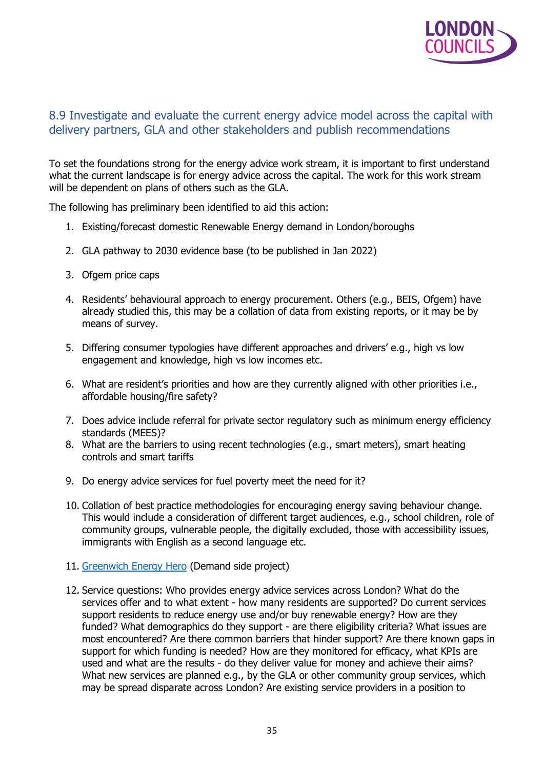## 8.9 Investigate and evaluate the current energy advice model across the capital with delivery partners, GLA and other stakeholders and publish recommendations

To set the foundations strong for the energy advice work stream, it is important to first understand what the current landscape is for energy advice across the capital. The work for this work stream will be dependent on plans of others such as the GLA.

The following has preliminary been identified to aid this action:

1. Existing/forecast domestic Renewable Energy demand in London/boroughs
2. GLA pathway to 2030 evidence base (to be published in Jan 2022)
3. Ofgem price caps
4. Residents' behavioural approach to energy procurement. Others (e.g., BEIS, Ofgem) have already studied this, this may be a collation of data from existing reports, or it may be by means of survey.
5. Differing consumer typologies have different approaches and drivers' e.g., high vs low engagement and knowledge, high vs low incomes etc.
6. What are resident's priorities and how are they currently aligned with other priorities i.e., affordable housing/fire safety?
7. Does advice include referral for private sector regulatory such as minimum energy efficiency standards (MEES)?
8. What are the barriers to using recent technologies (e.g., smart meters), smart heating controls and smart tariffs
9. Do energy advice services for fuel poverty meet the need for it?
10. Collation of best practice methodologies for encouraging energy saving behaviour change. This would include a consideration of different target audiences, e.g., school children, role of community groups, vulnerable people, the digitally excluded, those with accessibility issues, immigrants with English as a second language etc.
11. Greenwich Energy Hero (Demand side project)
12. Service questions: Who provides energy advice services across London? What do the services offer and to what extent - how many residents are supported? Do current services support residents to reduce energy use and/or buy renewable energy? How are they funded? What demographics do they support - are there eligibility criteria? What issues are most encountered? Are there common barriers that hinder support? Are there known gaps in support for which funding is needed? How are they monitored for efficacy, what KPIs are used and what are the results - do they deliver value for money and achieve their aims? What new services are planned e.g., by the GLA or other community group services, which may be spread disparate across London? Are existing service providers in a position to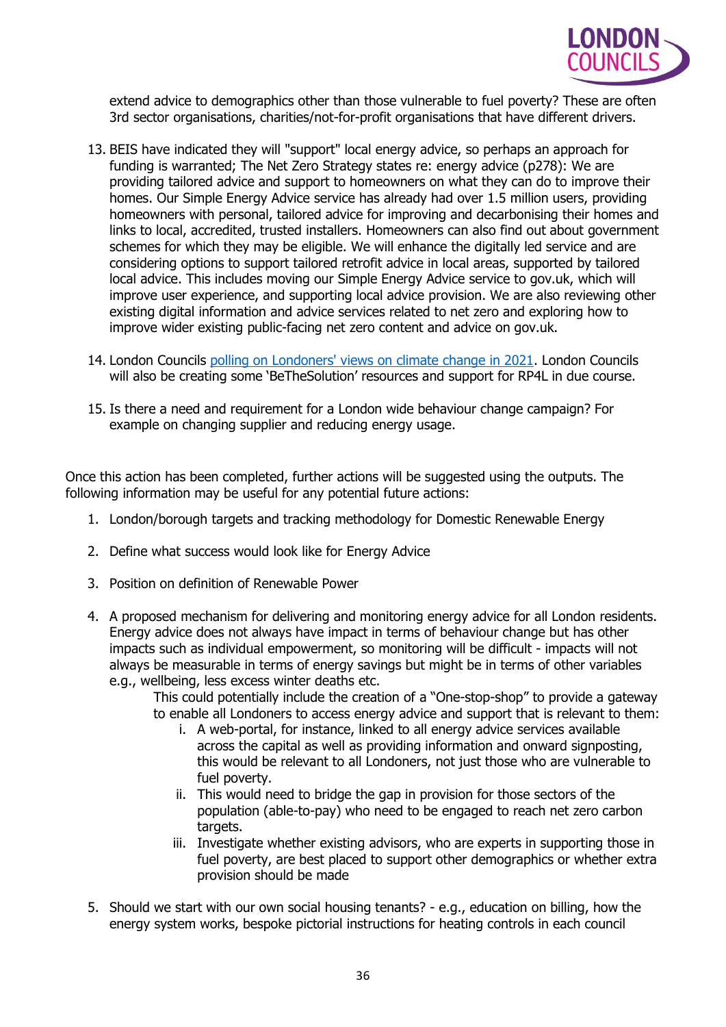extend advice to demographics other than those vulnerable to fuel poverty? These are often 3rd sector organisations, charities/not-for-profit organisations that have different drivers.

13. BEIS have indicated they will "support" local energy advice, so perhaps an approach for funding is warranted; The Net Zero Strategy states re: energy advice (p278): We are providing tailored advice and support to homeowners on what they can do to improve their homes. Our Simple Energy Advice service has already had over 1.5 million users, providing homeowners with personal, tailored advice for improving and decarbonising their homes and links to local, accredited, trusted installers. Homeowners can also find out about government schemes for which they may be eligible. We will enhance the digitally led service and are considering options to support tailored retrofit advice in local areas, supported by tailored local advice. This includes moving our Simple Energy Advice service to gov.uk, which will improve user experience, and supporting local advice provision. We are also reviewing other existing digital information and advice services related to net zero and exploring how to improve wider existing public-facing net zero content and advice on gov.uk.

14. London Councils polling on Londoners' views on climate change in 2021. London Councils will also be creating some 'BeTheSolution' resources and support for RP4L in due course.

15. Is there a need and requirement for a London wide behaviour change campaign? For example on changing supplier and reducing energy usage.

Once this action has been completed, further actions will be suggested using the outputs. The following information may be useful for any potential future actions:

1. London/borough targets and tracking methodology for Domestic Renewable Energy

2. Define what success would look like for Energy Advice

3. Position on definition of Renewable Power

4. A proposed mechanism for delivering and monitoring energy advice for all London residents. Energy advice does not always have impact in terms of behaviour change but has other impacts such as individual empowerment, so monitoring will be difficult - impacts will not always be measurable in terms of energy savings but might be in terms of other variables e.g., wellbeing, less excess winter deaths etc.

   This could potentially include the creation of a "One-stop-shop" to provide a gateway to enable all Londoners to access energy advice and support that is relevant to them:

   i. A web-portal, for instance, linked to all energy advice services available across the capital as well as providing information and onward signposting, this would be relevant to all Londoners, not just those who are vulnerable to fuel poverty.
   ii. This would need to bridge the gap in provision for those sectors of the population (able-to-pay) who need to be engaged to reach net zero carbon targets.
   iii. Investigate whether existing advisors, who are experts in supporting those in fuel poverty, are best placed to support other demographics or whether extra provision should be made

5. Should we start with our own social housing tenants? - e.g., education on billing, how the energy system works, bespoke pictorial instructions for heating controls in each council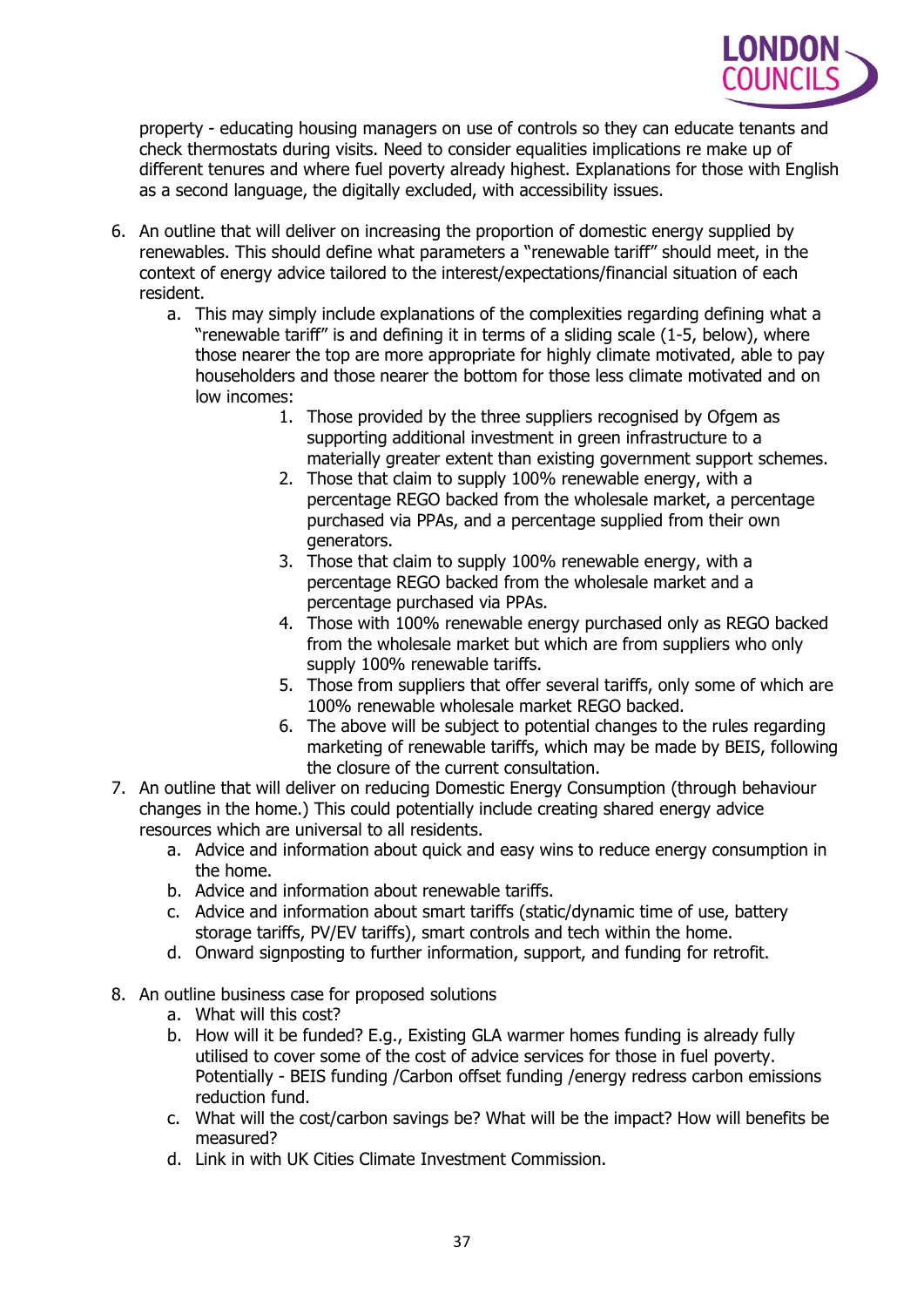property - educating housing managers on use of controls so they can educate tenants and check thermostats during visits. Need to consider equalities implications re make up of different tenures and where fuel poverty already highest. Explanations for those with English as a second language, the digitally excluded, with accessibility issues.

6. An outline that will deliver on increasing the proportion of domestic energy supplied by renewables. This should define what parameters a "renewable tariff" should meet, in the context of energy advice tailored to the interest/expectations/financial situation of each resident.
   a. This may simply include explanations of the complexities regarding defining what a "renewable tariff" is and defining it in terms of a sliding scale (1-5, below), where those nearer the top are more appropriate for highly climate motivated, able to pay householders and those nearer the bottom for those less climate motivated and on low incomes:
      1. Those provided by the three suppliers recognised by Ofgem as supporting additional investment in green infrastructure to a materially greater extent than existing government support schemes.
      2. Those that claim to supply 100% renewable energy, with a percentage REGO backed from the wholesale market, a percentage purchased via PPAs, and a percentage supplied from their own generators.
      3. Those that claim to supply 100% renewable energy, with a percentage REGO backed from the wholesale market and a percentage purchased via PPAs.
      4. Those with 100% renewable energy purchased only as REGO backed from the wholesale market but which are from suppliers who only supply 100% renewable tariffs.
      5. Those from suppliers that offer several tariffs, only some of which are 100% renewable wholesale market REGO backed.
      6. The above will be subject to potential changes to the rules regarding marketing of renewable tariffs, which may be made by BEIS, following the closure of the current consultation.
7. An outline that will deliver on reducing Domestic Energy Consumption (through behaviour changes in the home.) This could potentially include creating shared energy advice resources which are universal to all residents.
   a. Advice and information about quick and easy wins to reduce energy consumption in the home.
   b. Advice and information about renewable tariffs.
   c. Advice and information about smart tariffs (static/dynamic time of use, battery storage tariffs, PV/EV tariffs), smart controls and tech within the home.
   d. Onward signposting to further information, support, and funding for retrofit.
8. An outline business case for proposed solutions
   a. What will this cost?
   b. How will it be funded? E.g., Existing GLA warmer homes funding is already fully utilised to cover some of the cost of advice services for those in fuel poverty. Potentially - BEIS funding /Carbon offset funding /energy redress carbon emissions reduction fund.
   c. What will the cost/carbon savings be? What will be the impact? How will benefits be measured?
   d. Link in with UK Cities Climate Investment Commission.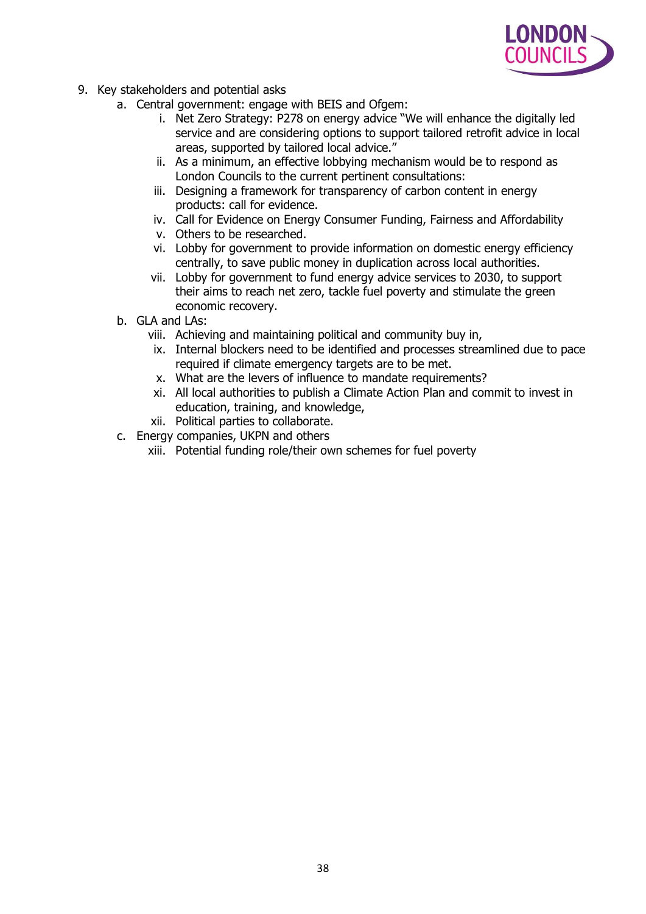9. Key stakeholders and potential asks
    a. Central government: engage with BEIS and Ofgem:
        i. Net Zero Strategy: P278 on energy advice "We will enhance the digitally led service and are considering options to support tailored retrofit advice in local areas, supported by tailored local advice."
        ii. As a minimum, an effective lobbying mechanism would be to respond as London Councils to the current pertinent consultations:
        iii. Designing a framework for transparency of carbon content in energy products: call for evidence.
        iv. Call for Evidence on Energy Consumer Funding, Fairness and Affordability
        v. Others to be researched.
        vi. Lobby for government to provide information on domestic energy efficiency centrally, to save public money in duplication across local authorities.
        vii. Lobby for government to fund energy advice services to 2030, to support their aims to reach net zero, tackle fuel poverty and stimulate the green economic recovery.
    b. GLA and LAs:
        viii. Achieving and maintaining political and community buy in,
        ix. Internal blockers need to be identified and processes streamlined due to pace required if climate emergency targets are to be met.
        x. What are the levers of influence to mandate requirements?
        xi. All local authorities to publish a Climate Action Plan and commit to invest in education, training, and knowledge,
        xii. Political parties to collaborate.
    c. Energy companies, UKPN and others
        xiii. Potential funding role/their own schemes for fuel poverty